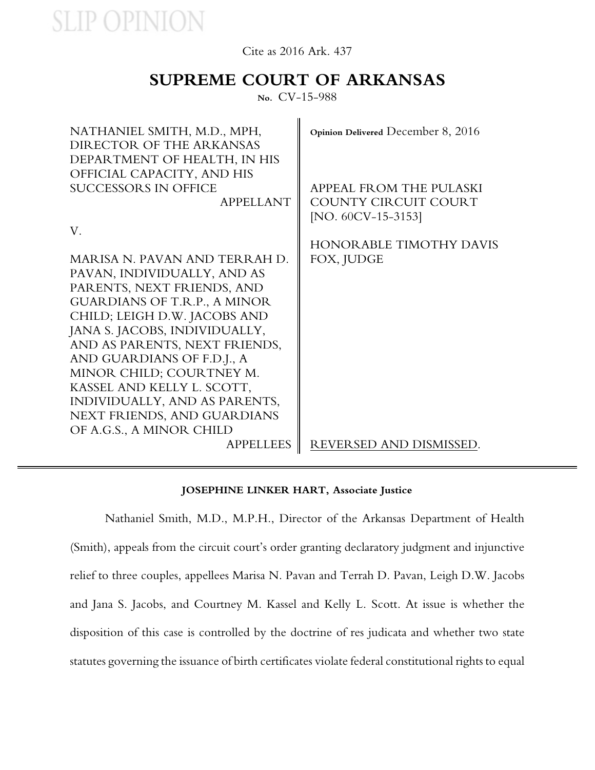SLIP OPINION

Cite as 2016 Ark. 437

# SUPREME COURT OF ARKANSAS

No. CV-15-988

| | |
|---|---|
| NATHANIEL SMITH, M.D., MPH, DIRECTOR OF THE ARKANSAS DEPARTMENT OF HEALTH, IN HIS OFFICIAL CAPACITY, AND HIS SUCCESSORS IN OFFICE<br>APPELLANT<br><br>V.<br><br>MARISA N. PAVAN AND TERRAH D. PAVAN, INDIVIDUALLY, AND AS PARENTS, NEXT FRIENDS, AND GUARDIANS OF T.R.P., A MINOR CHILD; LEIGH D.W. JACOBS AND JANA S. JACOBS, INDIVIDUALLY, AND AS PARENTS, NEXT FRIENDS, AND GUARDIANS OF F.D.J., A MINOR CHILD; COURTNEY M. KASSEL AND KELLY L. SCOTT, INDIVIDUALLY, AND AS PARENTS, NEXT FRIENDS, AND GUARDIANS OF A.G.S., A MINOR CHILD<br>APPELLEES | Opinion Delivered December 8, 2016<br><br>APPEAL FROM THE PULASKI COUNTY CIRCUIT COURT [NO. 60CV-15-3153]<br><br>HONORABLE TIMOTHY DAVIS FOX, JUDGE<br><br>REVERSED AND DISMISSED. |

**JOSEPHINE LINKER HART, Associate Justice**

Nathaniel Smith, M.D., M.P.H., Director of the Arkansas Department of Health (Smith), appeals from the circuit court's order granting declaratory judgment and injunctive relief to three couples, appellees Marisa N. Pavan and Terrah D. Pavan, Leigh D.W. Jacobs and Jana S. Jacobs, and Courtney M. Kassel and Kelly L. Scott. At issue is whether the disposition of this case is controlled by the doctrine of res judicata and whether two state statutes governing the issuance of birth certificates violate federal constitutional rights to equal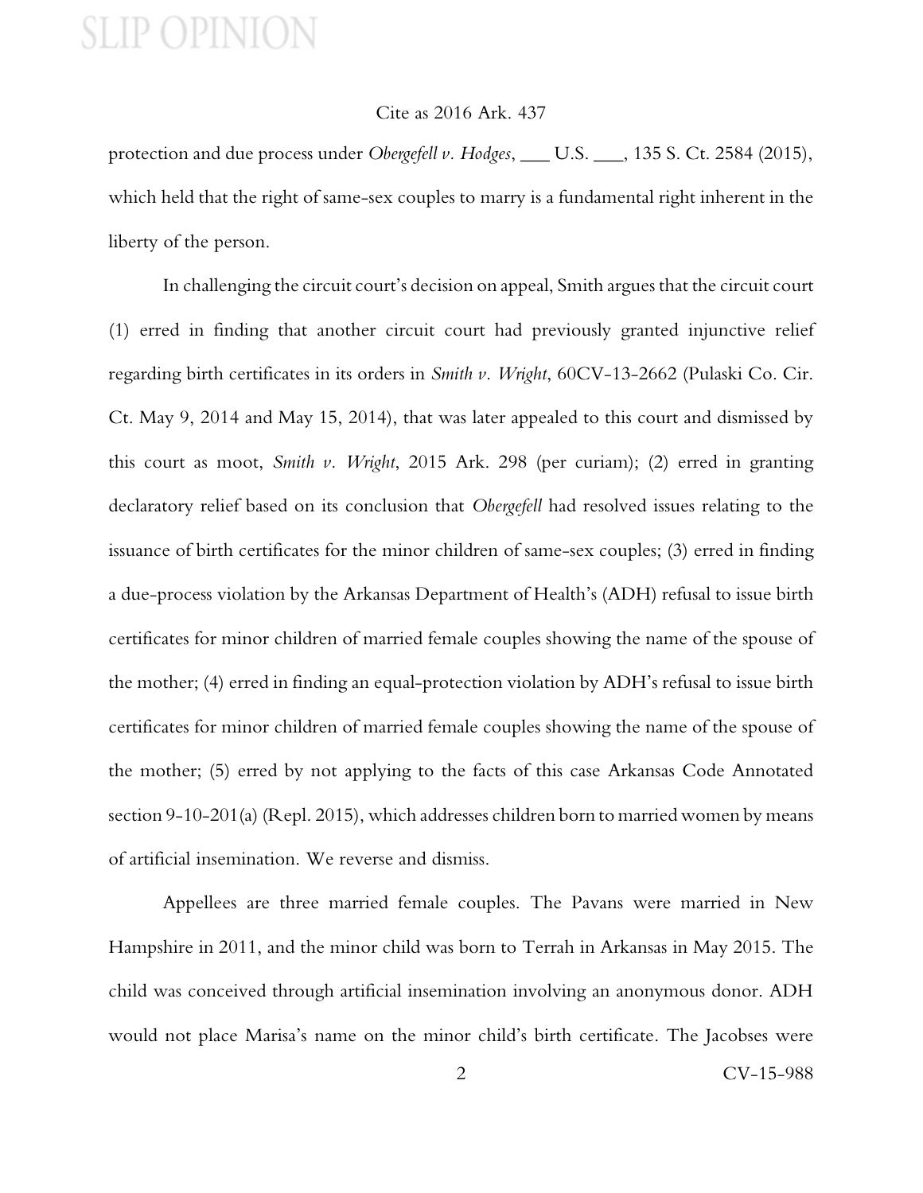protection and due process under *Obergefell v. Hodges*, ___ U.S. ___, 135 S. Ct. 2584 (2015), which held that the right of same-sex couples to marry is a fundamental right inherent in the liberty of the person.

In challenging the circuit court's decision on appeal, Smith argues that the circuit court (1) erred in finding that another circuit court had previously granted injunctive relief regarding birth certificates in its orders in *Smith v. Wright*, 60CV-13-2662 (Pulaski Co. Cir. Ct. May 9, 2014 and May 15, 2014), that was later appealed to this court and dismissed by this court as moot, *Smith v. Wright*, 2015 Ark. 298 (per curiam); (2) erred in granting declaratory relief based on its conclusion that *Obergefell* had resolved issues relating to the issuance of birth certificates for the minor children of same-sex couples; (3) erred in finding a due-process violation by the Arkansas Department of Health's (ADH) refusal to issue birth certificates for minor children of married female couples showing the name of the spouse of the mother; (4) erred in finding an equal-protection violation by ADH's refusal to issue birth certificates for minor children of married female couples showing the name of the spouse of the mother; (5) erred by not applying to the facts of this case Arkansas Code Annotated section 9-10-201(a) (Repl. 2015), which addresses children born to married women by means of artificial insemination. We reverse and dismiss.

Appellees are three married female couples. The Pavans were married in New Hampshire in 2011, and the minor child was born to Terrah in Arkansas in May 2015. The child was conceived through artificial insemination involving an anonymous donor. ADH would not place Marisa's name on the minor child's birth certificate. The Jacobses were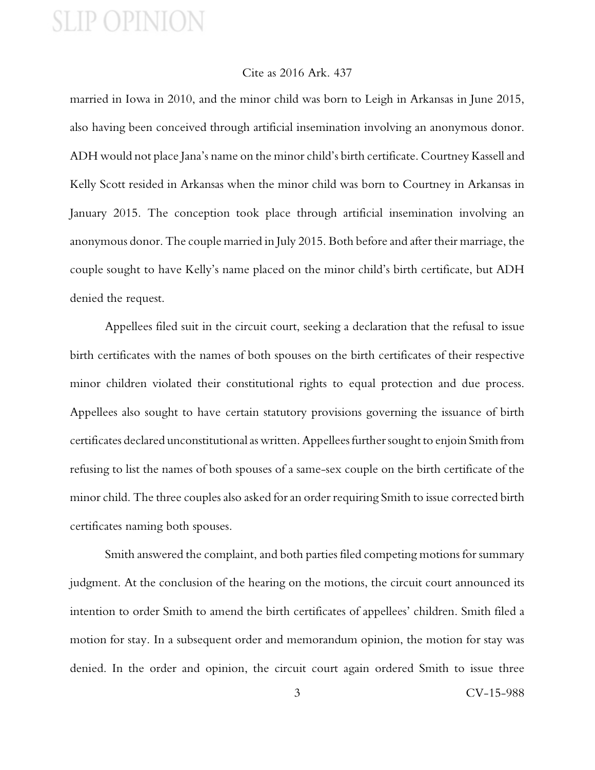married in Iowa in 2010, and the minor child was born to Leigh in Arkansas in June 2015, also having been conceived through artificial insemination involving an anonymous donor. ADH would not place Jana's name on the minor child's birth certificate. Courtney Kassell and Kelly Scott resided in Arkansas when the minor child was born to Courtney in Arkansas in January 2015. The conception took place through artificial insemination involving an anonymous donor. The couple married in July 2015. Both before and after their marriage, the couple sought to have Kelly's name placed on the minor child's birth certificate, but ADH denied the request.

Appellees filed suit in the circuit court, seeking a declaration that the refusal to issue birth certificates with the names of both spouses on the birth certificates of their respective minor children violated their constitutional rights to equal protection and due process. Appellees also sought to have certain statutory provisions governing the issuance of birth certificates declared unconstitutional as written. Appellees further sought to enjoin Smith from refusing to list the names of both spouses of a same-sex couple on the birth certificate of the minor child. The three couples also asked for an order requiring Smith to issue corrected birth certificates naming both spouses.

Smith answered the complaint, and both parties filed competing motions for summary judgment. At the conclusion of the hearing on the motions, the circuit court announced its intention to order Smith to amend the birth certificates of appellees' children. Smith filed a motion for stay. In a subsequent order and memorandum opinion, the motion for stay was denied. In the order and opinion, the circuit court again ordered Smith to issue three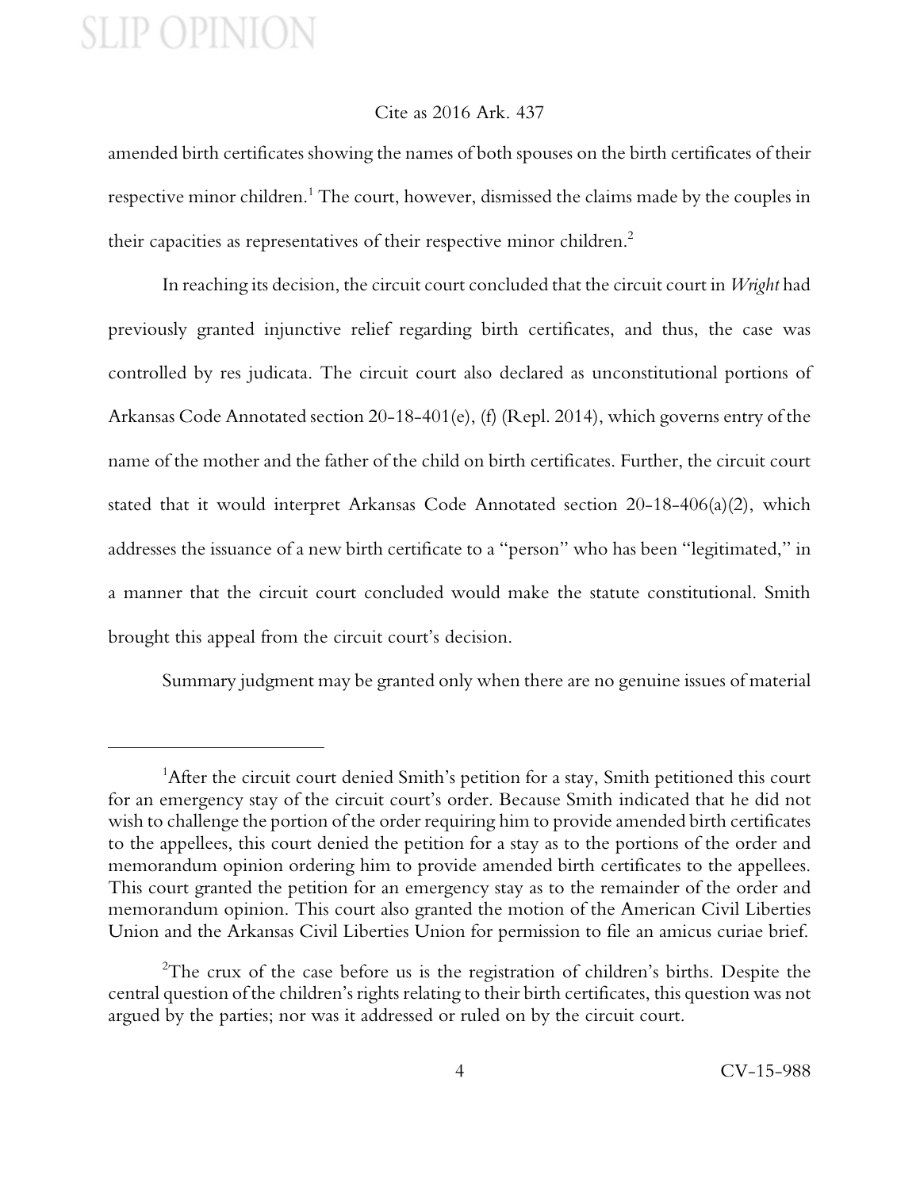amended birth certificates showing the names of both spouses on the birth certificates of their respective minor children.[1] The court, however, dismissed the claims made by the couples in their capacities as representatives of their respective minor children.[2]

In reaching its decision, the circuit court concluded that the circuit court in *Wright* had previously granted injunctive relief regarding birth certificates, and thus, the case was controlled by res judicata. The circuit court also declared as unconstitutional portions of Arkansas Code Annotated section 20-18-401(e), (f) (Repl. 2014), which governs entry of the name of the mother and the father of the child on birth certificates. Further, the circuit court stated that it would interpret Arkansas Code Annotated section 20-18-406(a)(2), which addresses the issuance of a new birth certificate to a "person" who has been "legitimated," in a manner that the circuit court concluded would make the statute constitutional. Smith brought this appeal from the circuit court's decision.

Summary judgment may be granted only when there are no genuine issues of material

---

[1] After the circuit court denied Smith's petition for a stay, Smith petitioned this court for an emergency stay of the circuit court's order. Because Smith indicated that he did not wish to challenge the portion of the order requiring him to provide amended birth certificates to the appellees, this court denied the petition for a stay as to the portions of the order and memorandum opinion ordering him to provide amended birth certificates to the appellees. This court granted the petition for an emergency stay as to the remainder of the order and memorandum opinion. This court also granted the motion of the American Civil Liberties Union and the Arkansas Civil Liberties Union for permission to file an amicus curiae brief.

[2] The crux of the case before us is the registration of children's births. Despite the central question of the children's rights relating to their birth certificates, this question was not argued by the parties; nor was it addressed or ruled on by the circuit court.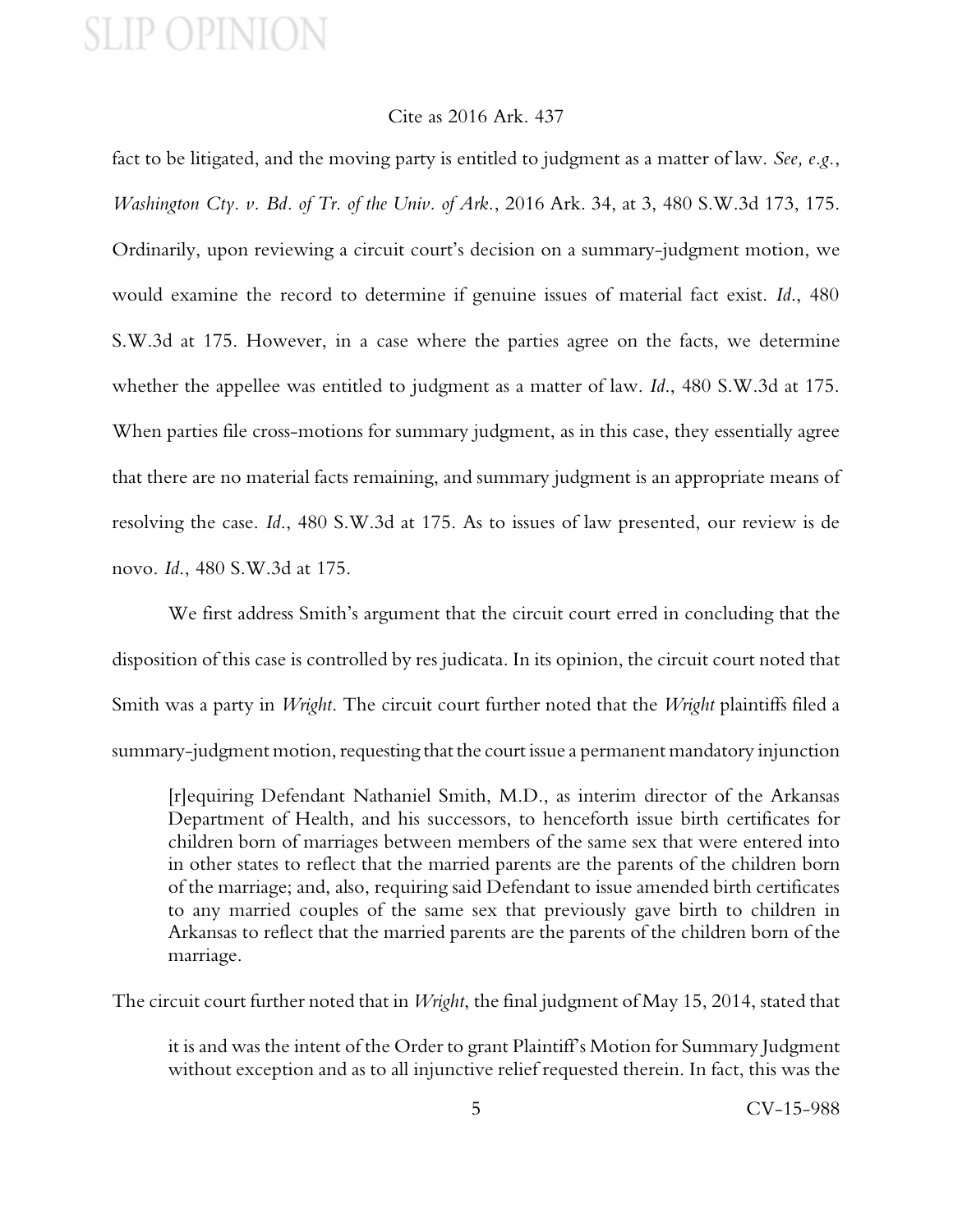fact to be litigated, and the moving party is entitled to judgment as a matter of law. *See, e.g.*, *Washington Cty. v. Bd. of Tr. of the Univ. of Ark.*, 2016 Ark. 34, at 3, 480 S.W.3d 173, 175. Ordinarily, upon reviewing a circuit court's decision on a summary-judgment motion, we would examine the record to determine if genuine issues of material fact exist. *Id.*, 480 S.W.3d at 175. However, in a case where the parties agree on the facts, we determine whether the appellee was entitled to judgment as a matter of law. *Id.*, 480 S.W.3d at 175. When parties file cross-motions for summary judgment, as in this case, they essentially agree that there are no material facts remaining, and summary judgment is an appropriate means of resolving the case. *Id.*, 480 S.W.3d at 175. As to issues of law presented, our review is de novo. *Id.*, 480 S.W.3d at 175.

We first address Smith's argument that the circuit court erred in concluding that the disposition of this case is controlled by res judicata. In its opinion, the circuit court noted that Smith was a party in *Wright*. The circuit court further noted that the *Wright* plaintiffs filed a summary-judgment motion, requesting that the court issue a permanent mandatory injunction

> [r]equiring Defendant Nathaniel Smith, M.D., as interim director of the Arkansas Department of Health, and his successors, to henceforth issue birth certificates for children born of marriages between members of the same sex that were entered into in other states to reflect that the married parents are the parents of the children born of the marriage; and, also, requiring said Defendant to issue amended birth certificates to any married couples of the same sex that previously gave birth to children in Arkansas to reflect that the married parents are the parents of the children born of the marriage.

The circuit court further noted that in *Wright*, the final judgment of May 15, 2014, stated that

> it is and was the intent of the Order to grant Plaintiff's Motion for Summary Judgment without exception and as to all injunctive relief requested therein. In fact, this was the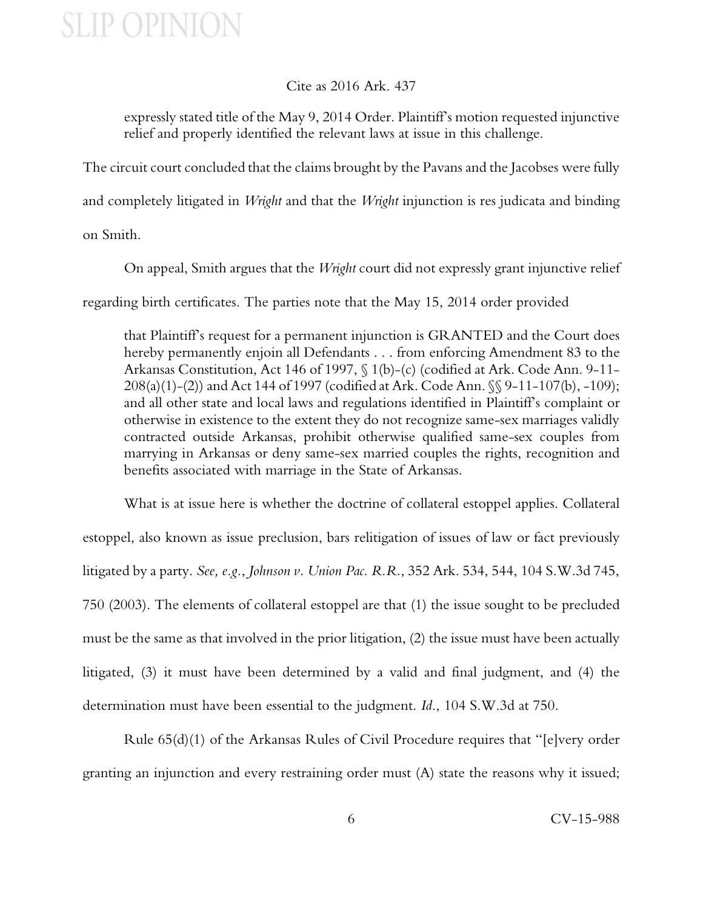> expressly stated title of the May 9, 2014 Order. Plaintiff's motion requested injunctive relief and properly identified the relevant laws at issue in this challenge.

The circuit court concluded that the claims brought by the Pavans and the Jacobses were fully and completely litigated in *Wright* and that the *Wright* injunction is res judicata and binding on Smith.

On appeal, Smith argues that the *Wright* court did not expressly grant injunctive relief regarding birth certificates. The parties note that the May 15, 2014 order provided

> that Plaintiff's request for a permanent injunction is GRANTED and the Court does hereby permanently enjoin all Defendants . . . from enforcing Amendment 83 to the Arkansas Constitution, Act 146 of 1997, § 1(b)-(c) (codified at Ark. Code Ann. 9-11-208(a)(1)-(2)) and Act 144 of 1997 (codified at Ark. Code Ann. §§ 9-11-107(b), -109); and all other state and local laws and regulations identified in Plaintiff's complaint or otherwise in existence to the extent they do not recognize same-sex marriages validly contracted outside Arkansas, prohibit otherwise qualified same-sex couples from marrying in Arkansas or deny same-sex married couples the rights, recognition and benefits associated with marriage in the State of Arkansas.

What is at issue here is whether the doctrine of collateral estoppel applies. Collateral estoppel, also known as issue preclusion, bars relitigation of issues of law or fact previously litigated by a party. *See, e.g.*, *Johnson v. Union Pac. R.R.*, 352 Ark. 534, 544, 104 S.W.3d 745, 750 (2003). The elements of collateral estoppel are that (1) the issue sought to be precluded must be the same as that involved in the prior litigation, (2) the issue must have been actually litigated, (3) it must have been determined by a valid and final judgment, and (4) the determination must have been essential to the judgment. *Id.*, 104 S.W.3d at 750.

Rule 65(d)(1) of the Arkansas Rules of Civil Procedure requires that "[e]very order granting an injunction and every restraining order must (A) state the reasons why it issued;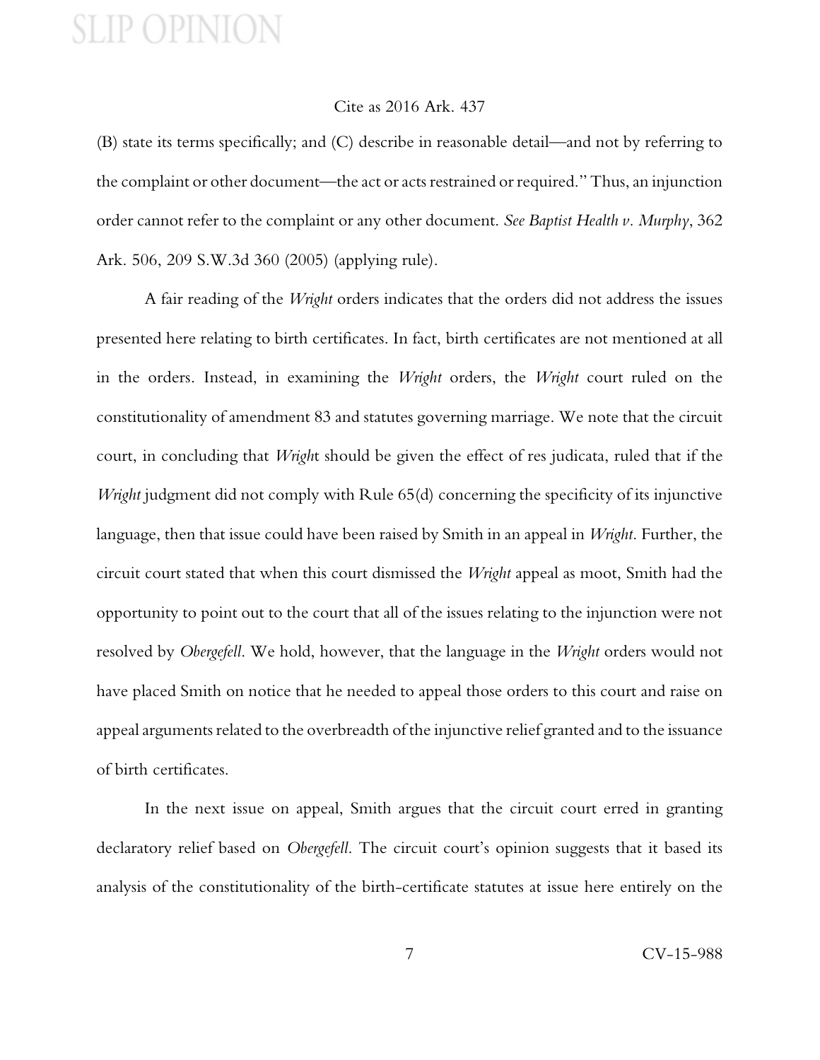(B) state its terms specifically; and (C) describe in reasonable detail—and not by referring to the complaint or other document—the act or acts restrained or required." Thus, an injunction order cannot refer to the complaint or any other document. *See Baptist Health v. Murphy*, 362 Ark. 506, 209 S.W.3d 360 (2005) (applying rule).

A fair reading of the *Wright* orders indicates that the orders did not address the issues presented here relating to birth certificates. In fact, birth certificates are not mentioned at all in the orders. Instead, in examining the *Wright* orders, the *Wright* court ruled on the constitutionality of amendment 83 and statutes governing marriage. We note that the circuit court, in concluding that *Wright* should be given the effect of res judicata, ruled that if the *Wright* judgment did not comply with Rule 65(d) concerning the specificity of its injunctive language, then that issue could have been raised by Smith in an appeal in *Wright*. Further, the circuit court stated that when this court dismissed the *Wright* appeal as moot, Smith had the opportunity to point out to the court that all of the issues relating to the injunction were not resolved by *Obergefell*. We hold, however, that the language in the *Wright* orders would not have placed Smith on notice that he needed to appeal those orders to this court and raise on appeal arguments related to the overbreadth of the injunctive relief granted and to the issuance of birth certificates.

In the next issue on appeal, Smith argues that the circuit court erred in granting declaratory relief based on *Obergefell*. The circuit court's opinion suggests that it based its analysis of the constitutionality of the birth-certificate statutes at issue here entirely on the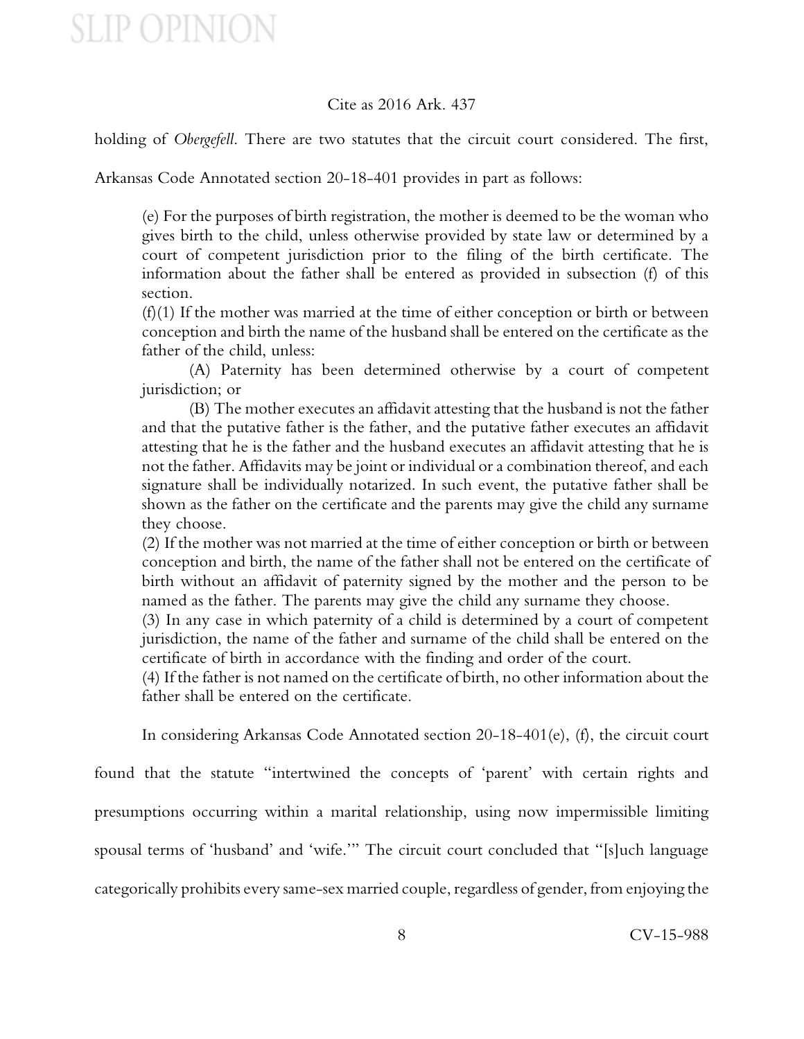holding of *Obergefell*. There are two statutes that the circuit court considered. The first, Arkansas Code Annotated section 20-18-401 provides in part as follows:

> (e) For the purposes of birth registration, the mother is deemed to be the woman who gives birth to the child, unless otherwise provided by state law or determined by a court of competent jurisdiction prior to the filing of the birth certificate. The information about the father shall be entered as provided in subsection (f) of this section.
>
> (f)(1) If the mother was married at the time of either conception or birth or between conception and birth the name of the husband shall be entered on the certificate as the father of the child, unless:
>
> (A) Paternity has been determined otherwise by a court of competent jurisdiction; or
>
> (B) The mother executes an affidavit attesting that the husband is not the father and that the putative father is the father, and the putative father executes an affidavit attesting that he is the father and the husband executes an affidavit attesting that he is not the father. Affidavits may be joint or individual or a combination thereof, and each signature shall be individually notarized. In such event, the putative father shall be shown as the father on the certificate and the parents may give the child any surname they choose.
>
> (2) If the mother was not married at the time of either conception or birth or between conception and birth, the name of the father shall not be entered on the certificate of birth without an affidavit of paternity signed by the mother and the person to be named as the father. The parents may give the child any surname they choose.
>
> (3) In any case in which paternity of a child is determined by a court of competent jurisdiction, the name of the father and surname of the child shall be entered on the certificate of birth in accordance with the finding and order of the court.
>
> (4) If the father is not named on the certificate of birth, no other information about the father shall be entered on the certificate.

In considering Arkansas Code Annotated section 20-18-401(e), (f), the circuit court found that the statute "intertwined the concepts of 'parent' with certain rights and presumptions occurring within a marital relationship, using now impermissible limiting spousal terms of 'husband' and 'wife.'" The circuit court concluded that "[s]uch language categorically prohibits every same-sex married couple, regardless of gender, from enjoying the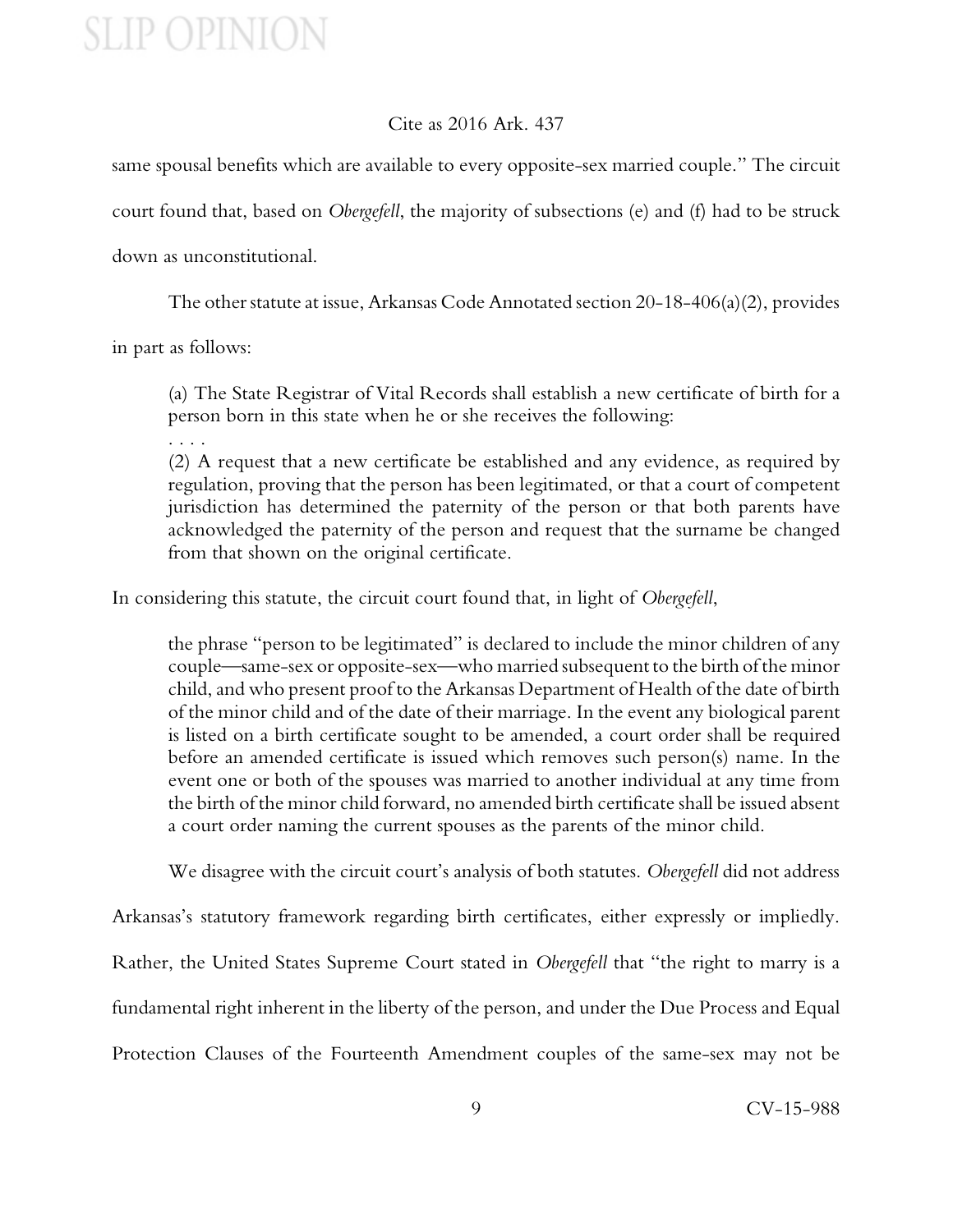same spousal benefits which are available to every opposite-sex married couple." The circuit court found that, based on *Obergefell*, the majority of subsections (e) and (f) had to be struck down as unconstitutional.

The other statute at issue, Arkansas Code Annotated section 20-18-406(a)(2), provides in part as follows:

> (a) The State Registrar of Vital Records shall establish a new certificate of birth for a person born in this state when he or she receives the following:
>
> . . . .
>
> (2) A request that a new certificate be established and any evidence, as required by regulation, proving that the person has been legitimated, or that a court of competent jurisdiction has determined the paternity of the person or that both parents have acknowledged the paternity of the person and request that the surname be changed from that shown on the original certificate.

In considering this statute, the circuit court found that, in light of *Obergefell*,

> the phrase "person to be legitimated" is declared to include the minor children of any couple—same-sex or opposite-sex—who married subsequent to the birth of the minor child, and who present proof to the Arkansas Department of Health of the date of birth of the minor child and of the date of their marriage. In the event any biological parent is listed on a birth certificate sought to be amended, a court order shall be required before an amended certificate is issued which removes such person(s) name. In the event one or both of the spouses was married to another individual at any time from the birth of the minor child forward, no amended birth certificate shall be issued absent a court order naming the current spouses as the parents of the minor child.

We disagree with the circuit court's analysis of both statutes. *Obergefell* did not address Arkansas's statutory framework regarding birth certificates, either expressly or impliedly. Rather, the United States Supreme Court stated in *Obergefell* that "the right to marry is a fundamental right inherent in the liberty of the person, and under the Due Process and Equal Protection Clauses of the Fourteenth Amendment couples of the same-sex may not be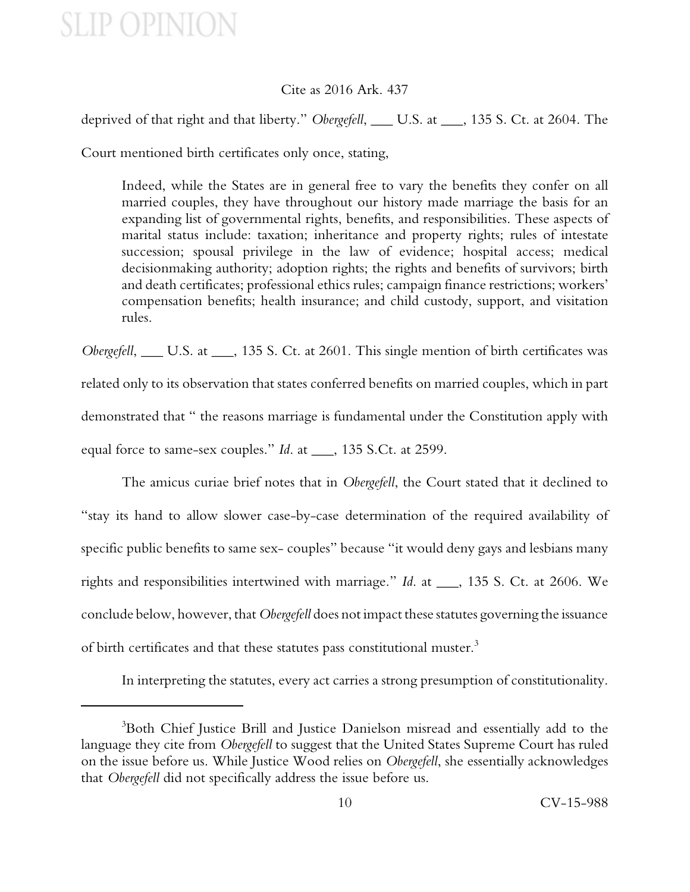deprived of that right and that liberty." *Obergefell*, ___ U.S. at ___, 135 S. Ct. at 2604. The Court mentioned birth certificates only once, stating,

> Indeed, while the States are in general free to vary the benefits they confer on all married couples, they have throughout our history made marriage the basis for an expanding list of governmental rights, benefits, and responsibilities. These aspects of marital status include: taxation; inheritance and property rights; rules of intestate succession; spousal privilege in the law of evidence; hospital access; medical decisionmaking authority; adoption rights; the rights and benefits of survivors; birth and death certificates; professional ethics rules; campaign finance restrictions; workers' compensation benefits; health insurance; and child custody, support, and visitation rules.

*Obergefell*, ___ U.S. at ___, 135 S. Ct. at 2601. This single mention of birth certificates was related only to its observation that states conferred benefits on married couples, which in part demonstrated that " the reasons marriage is fundamental under the Constitution apply with equal force to same-sex couples." *Id.* at ___, 135 S.Ct. at 2599.

The amicus curiae brief notes that in *Obergefell*, the Court stated that it declined to "stay its hand to allow slower case-by-case determination of the required availability of specific public benefits to same sex- couples" because "it would deny gays and lesbians many rights and responsibilities intertwined with marriage." *Id.* at ___, 135 S. Ct. at 2606. We conclude below, however, that *Obergefell* does not impact these statutes governing the issuance of birth certificates and that these statutes pass constitutional muster.[3]

In interpreting the statutes, every act carries a strong presumption of constitutionality.

---

[3]Both Chief Justice Brill and Justice Danielson misread and essentially add to the language they cite from *Obergefell* to suggest that the United States Supreme Court has ruled on the issue before us. While Justice Wood relies on *Obergefell*, she essentially acknowledges that *Obergefell* did not specifically address the issue before us.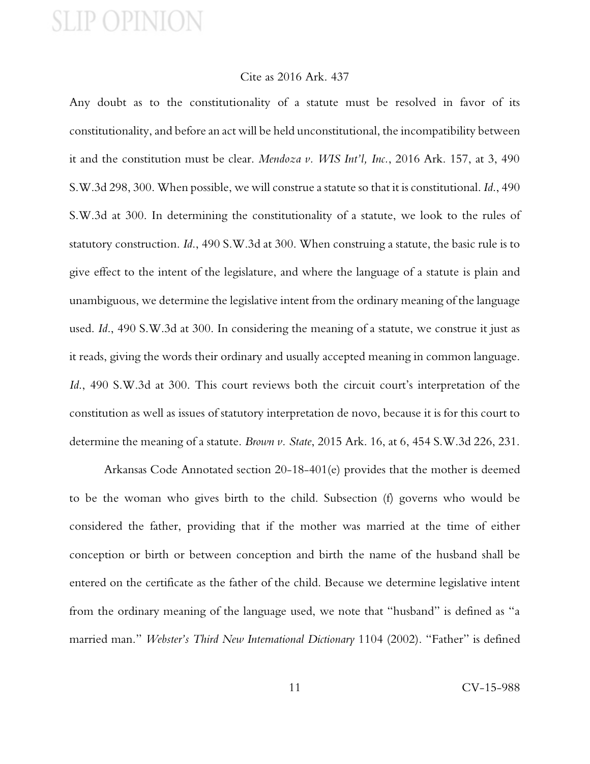Any doubt as to the constitutionality of a statute must be resolved in favor of its constitutionality, and before an act will be held unconstitutional, the incompatibility between it and the constitution must be clear. *Mendoza v. WIS Int'l, Inc.*, 2016 Ark. 157, at 3, 490 S.W.3d 298, 300. When possible, we will construe a statute so that it is constitutional. *Id.*, 490 S.W.3d at 300. In determining the constitutionality of a statute, we look to the rules of statutory construction. *Id.*, 490 S.W.3d at 300. When construing a statute, the basic rule is to give effect to the intent of the legislature, and where the language of a statute is plain and unambiguous, we determine the legislative intent from the ordinary meaning of the language used. *Id.*, 490 S.W.3d at 300. In considering the meaning of a statute, we construe it just as it reads, giving the words their ordinary and usually accepted meaning in common language. *Id.*, 490 S.W.3d at 300. This court reviews both the circuit court's interpretation of the constitution as well as issues of statutory interpretation de novo, because it is for this court to determine the meaning of a statute. *Brown v. State*, 2015 Ark. 16, at 6, 454 S.W.3d 226, 231.

Arkansas Code Annotated section 20-18-401(e) provides that the mother is deemed to be the woman who gives birth to the child. Subsection (f) governs who would be considered the father, providing that if the mother was married at the time of either conception or birth or between conception and birth the name of the husband shall be entered on the certificate as the father of the child. Because we determine legislative intent from the ordinary meaning of the language used, we note that "husband" is defined as "a married man." *Webster's Third New International Dictionary* 1104 (2002). "Father" is defined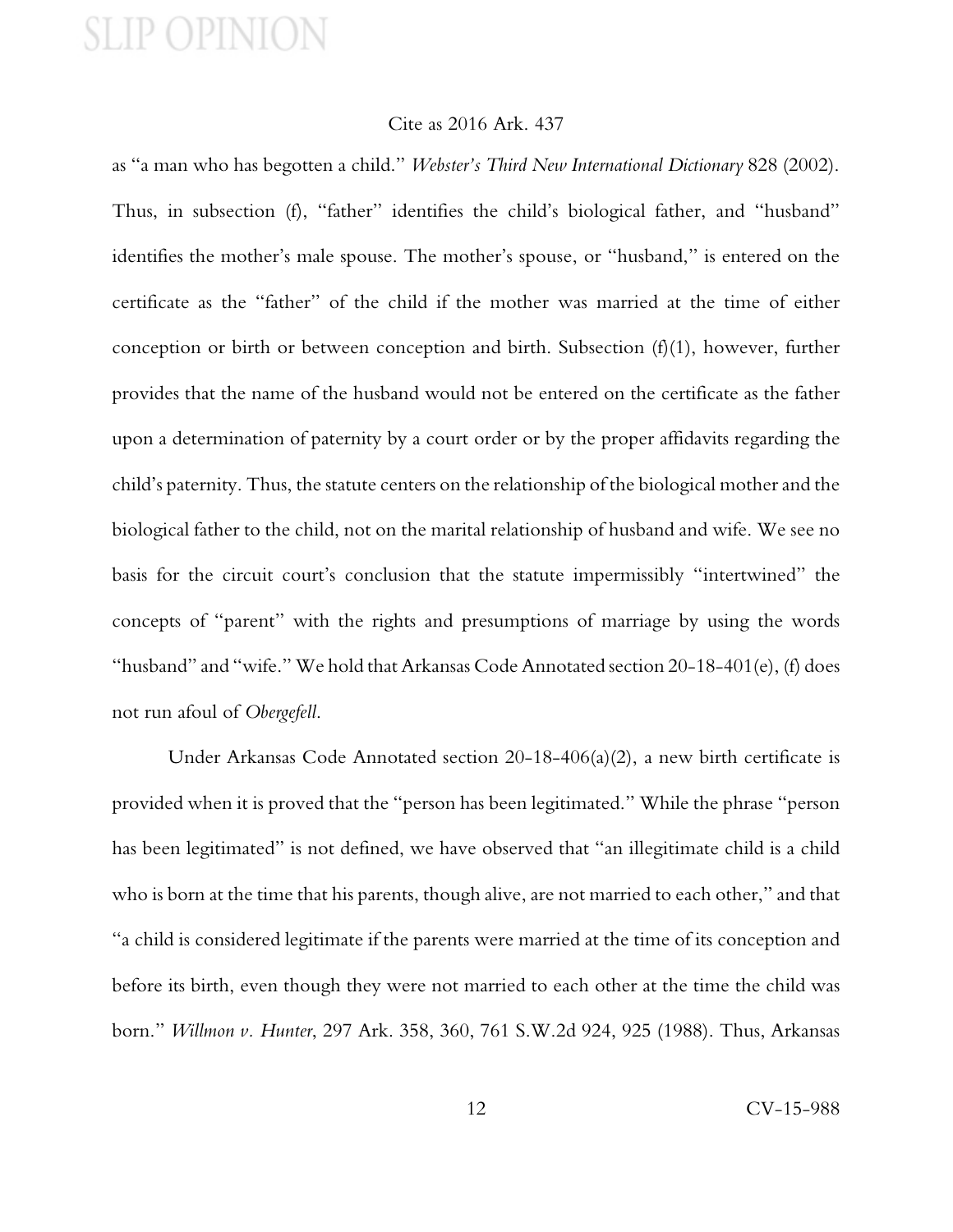as "a man who has begotten a child." *Webster's Third New International Dictionary* 828 (2002). Thus, in subsection (f), "father" identifies the child's biological father, and "husband" identifies the mother's male spouse. The mother's spouse, or "husband," is entered on the certificate as the "father" of the child if the mother was married at the time of either conception or birth or between conception and birth. Subsection (f)(1), however, further provides that the name of the husband would not be entered on the certificate as the father upon a determination of paternity by a court order or by the proper affidavits regarding the child's paternity. Thus, the statute centers on the relationship of the biological mother and the biological father to the child, not on the marital relationship of husband and wife. We see no basis for the circuit court's conclusion that the statute impermissibly "intertwined" the concepts of "parent" with the rights and presumptions of marriage by using the words "husband" and "wife." We hold that Arkansas Code Annotated section 20-18-401(e), (f) does not run afoul of *Obergefell*.

Under Arkansas Code Annotated section 20-18-406(a)(2), a new birth certificate is provided when it is proved that the "person has been legitimated." While the phrase "person has been legitimated" is not defined, we have observed that "an illegitimate child is a child who is born at the time that his parents, though alive, are not married to each other," and that "a child is considered legitimate if the parents were married at the time of its conception and before its birth, even though they were not married to each other at the time the child was born." *Willmon v. Hunter*, 297 Ark. 358, 360, 761 S.W.2d 924, 925 (1988). Thus, Arkansas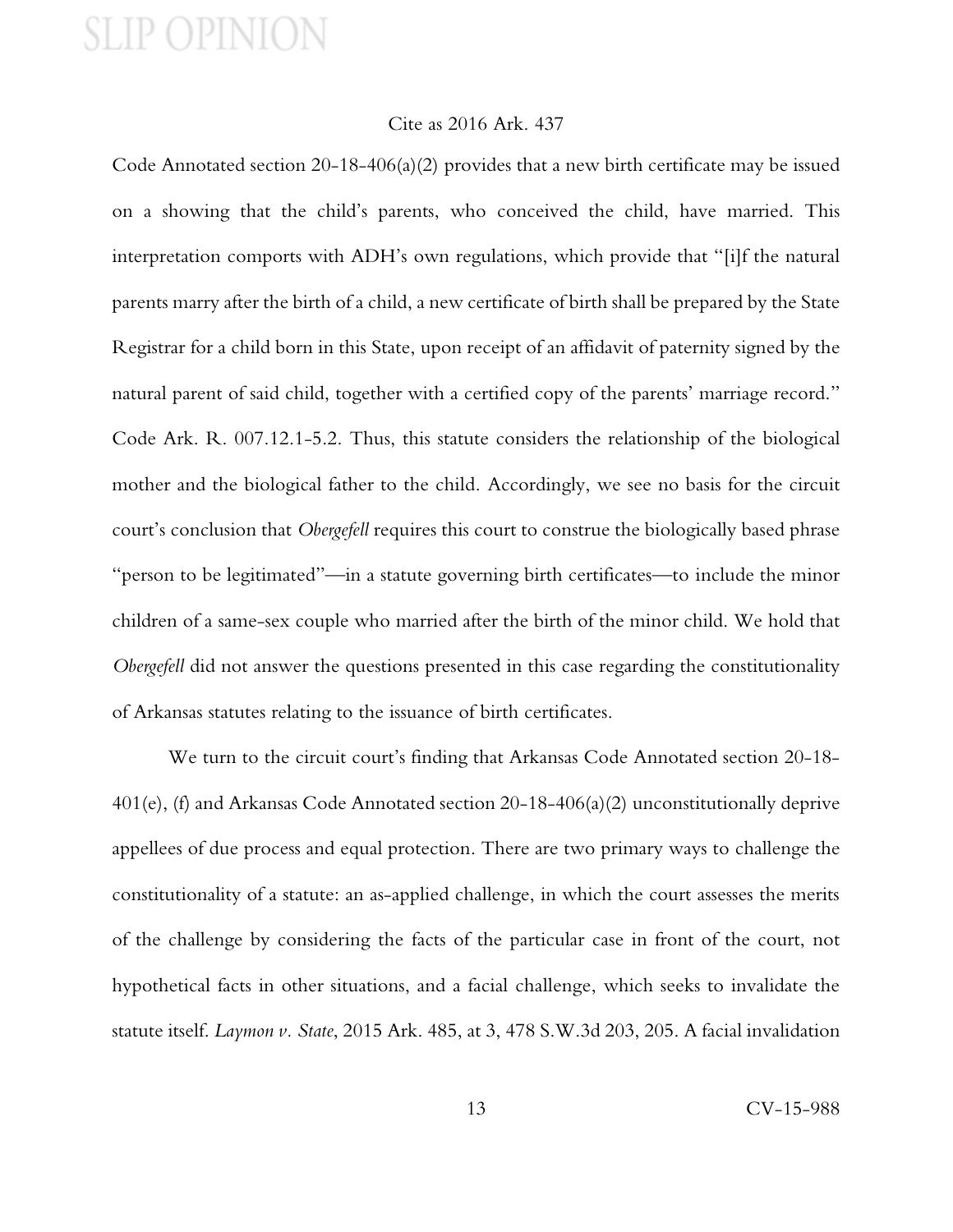Code Annotated section 20-18-406(a)(2) provides that a new birth certificate may be issued on a showing that the child's parents, who conceived the child, have married. This interpretation comports with ADH's own regulations, which provide that "[i]f the natural parents marry after the birth of a child, a new certificate of birth shall be prepared by the State Registrar for a child born in this State, upon receipt of an affidavit of paternity signed by the natural parent of said child, together with a certified copy of the parents' marriage record." Code Ark. R. 007.12.1-5.2. Thus, this statute considers the relationship of the biological mother and the biological father to the child. Accordingly, we see no basis for the circuit court's conclusion that *Obergefell* requires this court to construe the biologically based phrase "person to be legitimated"—in a statute governing birth certificates—to include the minor children of a same-sex couple who married after the birth of the minor child. We hold that *Obergefell* did not answer the questions presented in this case regarding the constitutionality of Arkansas statutes relating to the issuance of birth certificates.

We turn to the circuit court's finding that Arkansas Code Annotated section 20-18-401(e), (f) and Arkansas Code Annotated section 20-18-406(a)(2) unconstitutionally deprive appellees of due process and equal protection. There are two primary ways to challenge the constitutionality of a statute: an as-applied challenge, in which the court assesses the merits of the challenge by considering the facts of the particular case in front of the court, not hypothetical facts in other situations, and a facial challenge, which seeks to invalidate the statute itself. *Laymon v. State*, 2015 Ark. 485, at 3, 478 S.W.3d 203, 205. A facial invalidation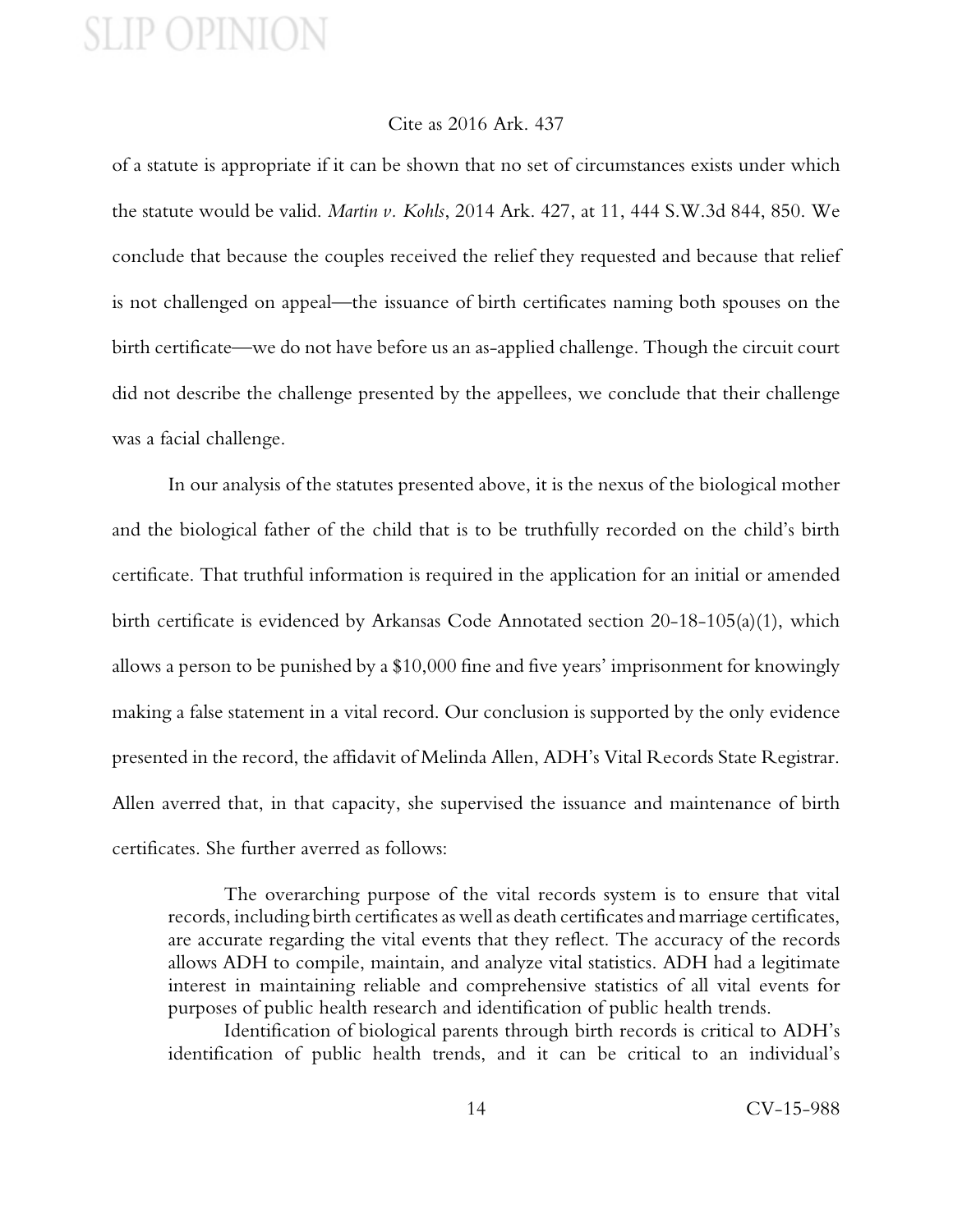of a statute is appropriate if it can be shown that no set of circumstances exists under which the statute would be valid. *Martin v. Kohls*, 2014 Ark. 427, at 11, 444 S.W.3d 844, 850. We conclude that because the couples received the relief they requested and because that relief is not challenged on appeal—the issuance of birth certificates naming both spouses on the birth certificate—we do not have before us an as-applied challenge. Though the circuit court did not describe the challenge presented by the appellees, we conclude that their challenge was a facial challenge.

In our analysis of the statutes presented above, it is the nexus of the biological mother and the biological father of the child that is to be truthfully recorded on the child's birth certificate. That truthful information is required in the application for an initial or amended birth certificate is evidenced by Arkansas Code Annotated section 20-18-105(a)(1), which allows a person to be punished by a $10,000 fine and five years' imprisonment for knowingly making a false statement in a vital record. Our conclusion is supported by the only evidence presented in the record, the affidavit of Melinda Allen, ADH's Vital Records State Registrar. Allen averred that, in that capacity, she supervised the issuance and maintenance of birth certificates. She further averred as follows:

> The overarching purpose of the vital records system is to ensure that vital records, including birth certificates as well as death certificates and marriage certificates, are accurate regarding the vital events that they reflect. The accuracy of the records allows ADH to compile, maintain, and analyze vital statistics. ADH had a legitimate interest in maintaining reliable and comprehensive statistics of all vital events for purposes of public health research and identification of public health trends.
>
> Identification of biological parents through birth records is critical to ADH's identification of public health trends, and it can be critical to an individual's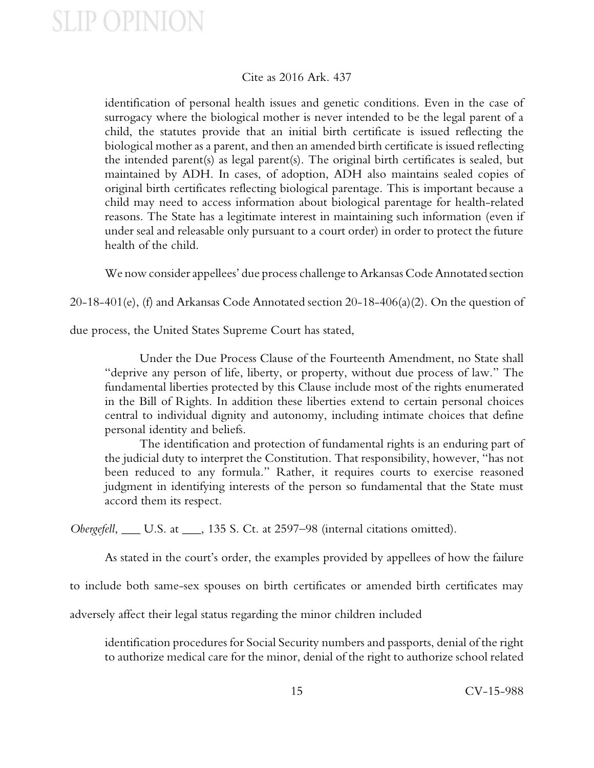identification of personal health issues and genetic conditions. Even in the case of surrogacy where the biological mother is never intended to be the legal parent of a child, the statutes provide that an initial birth certificate is issued reflecting the biological mother as a parent, and then an amended birth certificate is issued reflecting the intended parent(s) as legal parent(s). The original birth certificates is sealed, but maintained by ADH. In cases, of adoption, ADH also maintains sealed copies of original birth certificates reflecting biological parentage. This is important because a child may need to access information about biological parentage for health-related reasons. The State has a legitimate interest in maintaining such information (even if under seal and releasable only pursuant to a court order) in order to protect the future health of the child.

We now consider appellees' due process challenge to Arkansas Code Annotated section 20-18-401(e), (f) and Arkansas Code Annotated section 20-18-406(a)(2). On the question of due process, the United States Supreme Court has stated,

> Under the Due Process Clause of the Fourteenth Amendment, no State shall "deprive any person of life, liberty, or property, without due process of law." The fundamental liberties protected by this Clause include most of the rights enumerated in the Bill of Rights. In addition these liberties extend to certain personal choices central to individual dignity and autonomy, including intimate choices that define personal identity and beliefs.
>
> The identification and protection of fundamental rights is an enduring part of the judicial duty to interpret the Constitution. That responsibility, however, "has not been reduced to any formula." Rather, it requires courts to exercise reasoned judgment in identifying interests of the person so fundamental that the State must accord them its respect.

*Obergefell*, ___ U.S. at ___, 135 S. Ct. at 2597–98 (internal citations omitted).

As stated in the court's order, the examples provided by appellees of how the failure to include both same-sex spouses on birth certificates or amended birth certificates may adversely affect their legal status regarding the minor children included

> identification procedures for Social Security numbers and passports, denial of the right to authorize medical care for the minor, denial of the right to authorize school related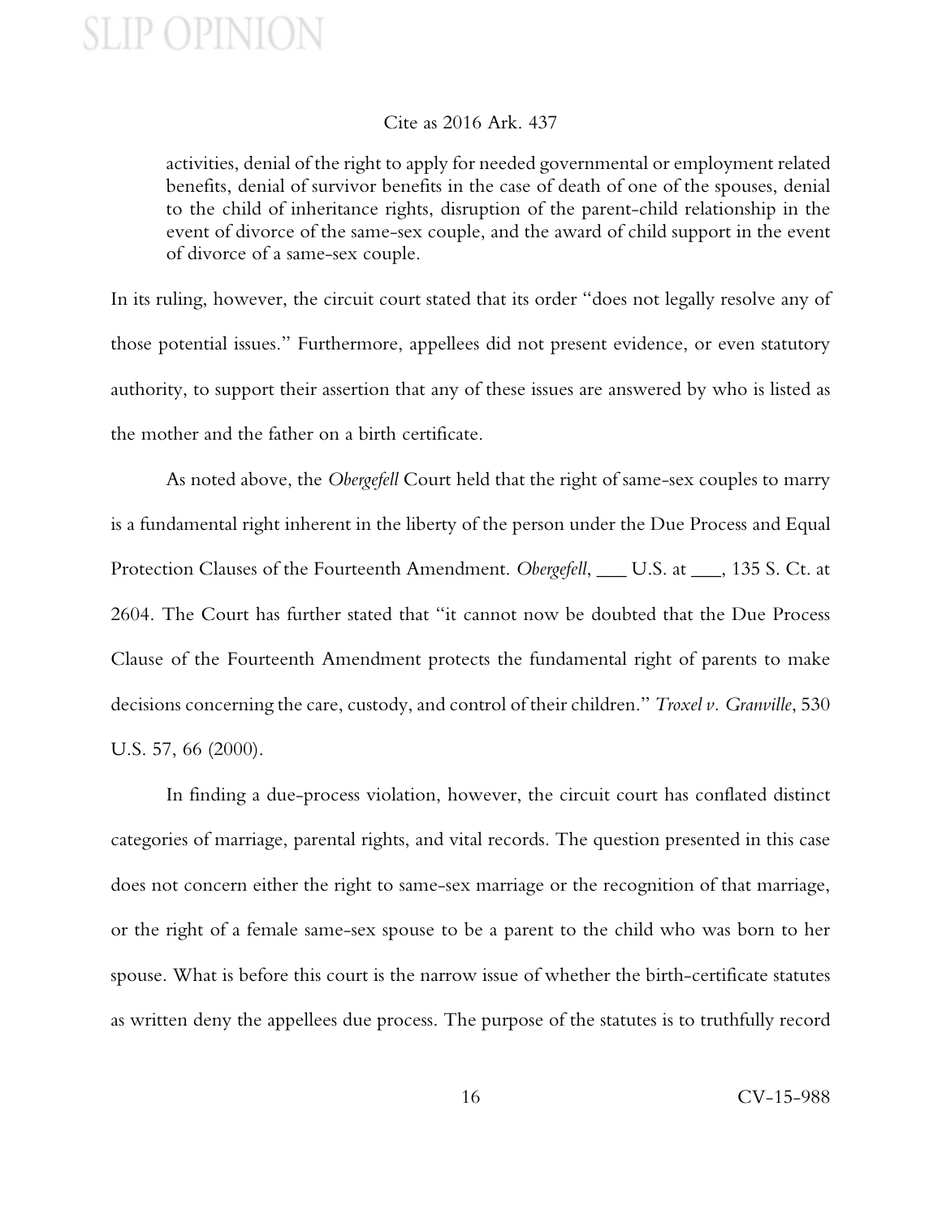> activities, denial of the right to apply for needed governmental or employment related benefits, denial of survivor benefits in the case of death of one of the spouses, denial to the child of inheritance rights, disruption of the parent-child relationship in the event of divorce of the same-sex couple, and the award of child support in the event of divorce of a same-sex couple.

In its ruling, however, the circuit court stated that its order "does not legally resolve any of those potential issues." Furthermore, appellees did not present evidence, or even statutory authority, to support their assertion that any of these issues are answered by who is listed as the mother and the father on a birth certificate.

As noted above, the *Obergefell* Court held that the right of same-sex couples to marry is a fundamental right inherent in the liberty of the person under the Due Process and Equal Protection Clauses of the Fourteenth Amendment. *Obergefell*, ___ U.S. at ___, 135 S. Ct. at 2604. The Court has further stated that "it cannot now be doubted that the Due Process Clause of the Fourteenth Amendment protects the fundamental right of parents to make decisions concerning the care, custody, and control of their children." *Troxel v. Granville*, 530 U.S. 57, 66 (2000).

In finding a due-process violation, however, the circuit court has conflated distinct categories of marriage, parental rights, and vital records. The question presented in this case does not concern either the right to same-sex marriage or the recognition of that marriage, or the right of a female same-sex spouse to be a parent to the child who was born to her spouse. What is before this court is the narrow issue of whether the birth-certificate statutes as written deny the appellees due process. The purpose of the statutes is to truthfully record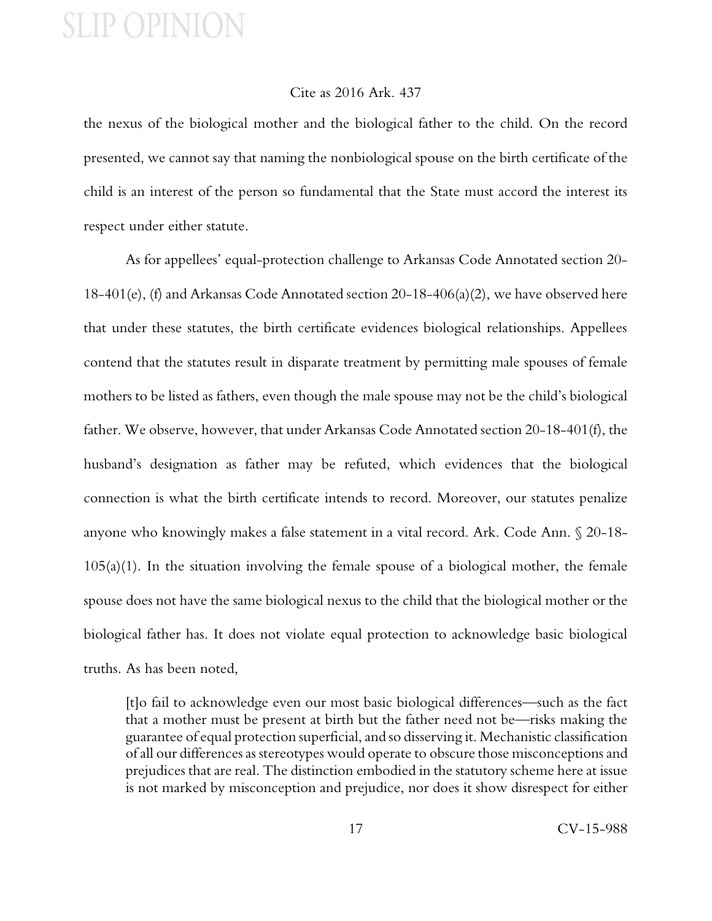the nexus of the biological mother and the biological father to the child. On the record presented, we cannot say that naming the nonbiological spouse on the birth certificate of the child is an interest of the person so fundamental that the State must accord the interest its respect under either statute.

As for appellees' equal-protection challenge to Arkansas Code Annotated section 20-18-401(e), (f) and Arkansas Code Annotated section 20-18-406(a)(2), we have observed here that under these statutes, the birth certificate evidences biological relationships. Appellees contend that the statutes result in disparate treatment by permitting male spouses of female mothers to be listed as fathers, even though the male spouse may not be the child's biological father. We observe, however, that under Arkansas Code Annotated section 20-18-401(f), the husband's designation as father may be refuted, which evidences that the biological connection is what the birth certificate intends to record. Moreover, our statutes penalize anyone who knowingly makes a false statement in a vital record. Ark. Code Ann. § 20-18-105(a)(1). In the situation involving the female spouse of a biological mother, the female spouse does not have the same biological nexus to the child that the biological mother or the biological father has. It does not violate equal protection to acknowledge basic biological truths. As has been noted,

> [t]o fail to acknowledge even our most basic biological differences—such as the fact that a mother must be present at birth but the father need not be—risks making the guarantee of equal protection superficial, and so disserving it. Mechanistic classification of all our differences as stereotypes would operate to obscure those misconceptions and prejudices that are real. The distinction embodied in the statutory scheme here at issue is not marked by misconception and prejudice, nor does it show disrespect for either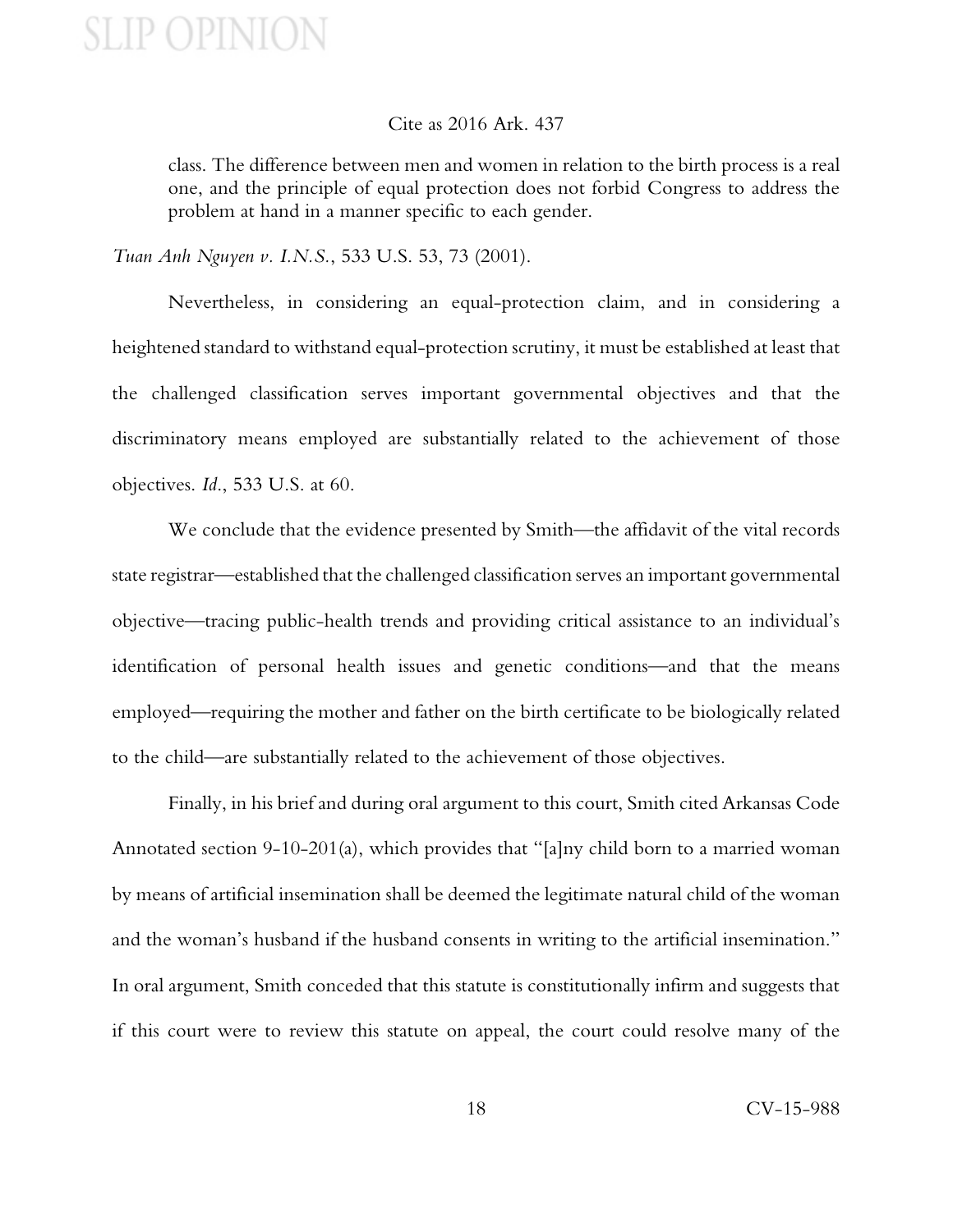> class. The difference between men and women in relation to the birth process is a real one, and the principle of equal protection does not forbid Congress to address the problem at hand in a manner specific to each gender.

*Tuan Anh Nguyen v. I.N.S.*, 533 U.S. 53, 73 (2001).

Nevertheless, in considering an equal-protection claim, and in considering a heightened standard to withstand equal-protection scrutiny, it must be established at least that the challenged classification serves important governmental objectives and that the discriminatory means employed are substantially related to the achievement of those objectives. *Id.*, 533 U.S. at 60.

We conclude that the evidence presented by Smith—the affidavit of the vital records state registrar—established that the challenged classification serves an important governmental objective—tracing public-health trends and providing critical assistance to an individual's identification of personal health issues and genetic conditions—and that the means employed—requiring the mother and father on the birth certificate to be biologically related to the child—are substantially related to the achievement of those objectives.

Finally, in his brief and during oral argument to this court, Smith cited Arkansas Code Annotated section 9-10-201(a), which provides that "[a]ny child born to a married woman by means of artificial insemination shall be deemed the legitimate natural child of the woman and the woman's husband if the husband consents in writing to the artificial insemination." In oral argument, Smith conceded that this statute is constitutionally infirm and suggests that if this court were to review this statute on appeal, the court could resolve many of the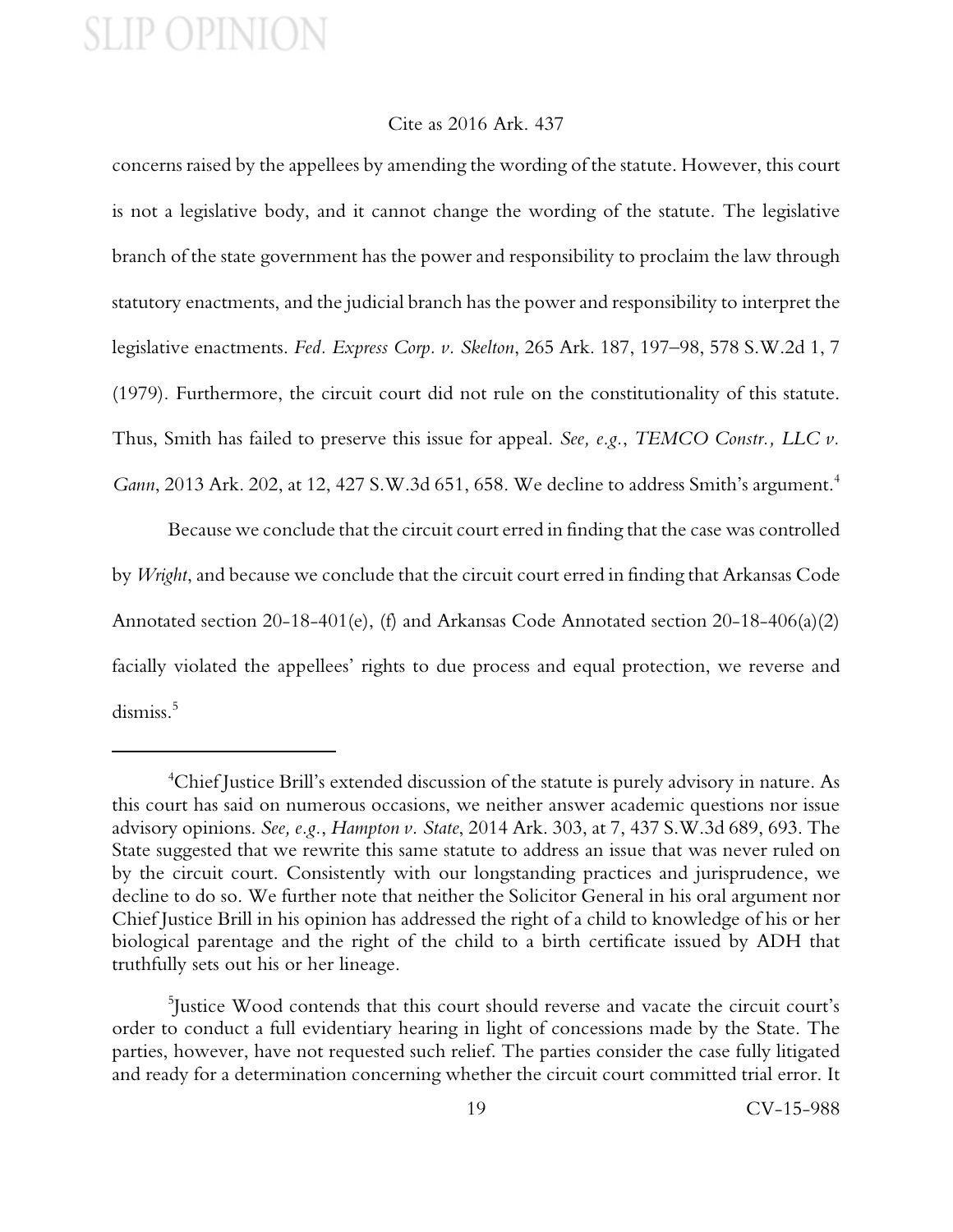concerns raised by the appellees by amending the wording of the statute. However, this court is not a legislative body, and it cannot change the wording of the statute. The legislative branch of the state government has the power and responsibility to proclaim the law through statutory enactments, and the judicial branch has the power and responsibility to interpret the legislative enactments. *Fed. Express Corp. v. Skelton*, 265 Ark. 187, 197–98, 578 S.W.2d 1, 7 (1979). Furthermore, the circuit court did not rule on the constitutionality of this statute. Thus, Smith has failed to preserve this issue for appeal. *See, e.g.*, *TEMCO Constr., LLC v. Gann*, 2013 Ark. 202, at 12, 427 S.W.3d 651, 658. We decline to address Smith's argument.[4]

Because we conclude that the circuit court erred in finding that the case was controlled by *Wright*, and because we conclude that the circuit court erred in finding that Arkansas Code Annotated section 20-18-401(e), (f) and Arkansas Code Annotated section 20-18-406(a)(2) facially violated the appellees' rights to due process and equal protection, we reverse and dismiss.[5]

---

[4]Chief Justice Brill's extended discussion of the statute is purely advisory in nature. As this court has said on numerous occasions, we neither answer academic questions nor issue advisory opinions. *See, e.g.*, *Hampton v. State*, 2014 Ark. 303, at 7, 437 S.W.3d 689, 693. The State suggested that we rewrite this same statute to address an issue that was never ruled on by the circuit court. Consistently with our longstanding practices and jurisprudence, we decline to do so. We further note that neither the Solicitor General in his oral argument nor Chief Justice Brill in his opinion has addressed the right of a child to knowledge of his or her biological parentage and the right of the child to a birth certificate issued by ADH that truthfully sets out his or her lineage.

[5]Justice Wood contends that this court should reverse and vacate the circuit court's order to conduct a full evidentiary hearing in light of concessions made by the State. The parties, however, have not requested such relief. The parties consider the case fully litigated and ready for a determination concerning whether the circuit court committed trial error. It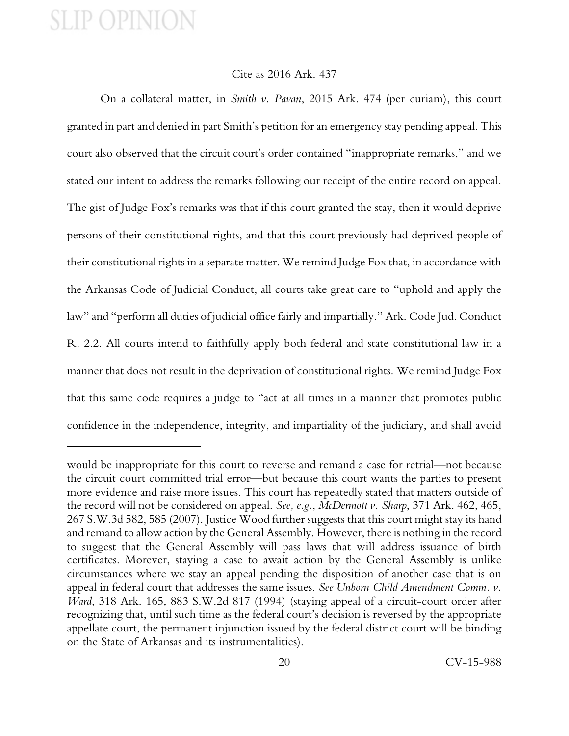On a collateral matter, in *Smith v. Pavan*, 2015 Ark. 474 (per curiam), this court granted in part and denied in part Smith's petition for an emergency stay pending appeal. This court also observed that the circuit court's order contained "inappropriate remarks," and we stated our intent to address the remarks following our receipt of the entire record on appeal. The gist of Judge Fox's remarks was that if this court granted the stay, then it would deprive persons of their constitutional rights, and that this court previously had deprived people of their constitutional rights in a separate matter. We remind Judge Fox that, in accordance with the Arkansas Code of Judicial Conduct, all courts take great care to "uphold and apply the law" and "perform all duties of judicial office fairly and impartially." Ark. Code Jud. Conduct R. 2.2. All courts intend to faithfully apply both federal and state constitutional law in a manner that does not result in the deprivation of constitutional rights. We remind Judge Fox that this same code requires a judge to "act at all times in a manner that promotes public confidence in the independence, integrity, and impartiality of the judiciary, and shall avoid

---

would be inappropriate for this court to reverse and remand a case for retrial—not because the circuit court committed trial error—but because this court wants the parties to present more evidence and raise more issues. This court has repeatedly stated that matters outside of the record will not be considered on appeal. *See, e.g.*, *McDermott v. Sharp*, 371 Ark. 462, 465, 267 S.W.3d 582, 585 (2007). Justice Wood further suggests that this court might stay its hand and remand to allow action by the General Assembly. However, there is nothing in the record to suggest that the General Assembly will pass laws that will address issuance of birth certificates. Morever, staying a case to await action by the General Assembly is unlike circumstances where we stay an appeal pending the disposition of another case that is on appeal in federal court that addresses the same issues. *See Unborn Child Amendment Comm. v. Ward*, 318 Ark. 165, 883 S.W.2d 817 (1994) (staying appeal of a circuit-court order after recognizing that, until such time as the federal court's decision is reversed by the appropriate appellate court, the permanent injunction issued by the federal district court will be binding on the State of Arkansas and its instrumentalities).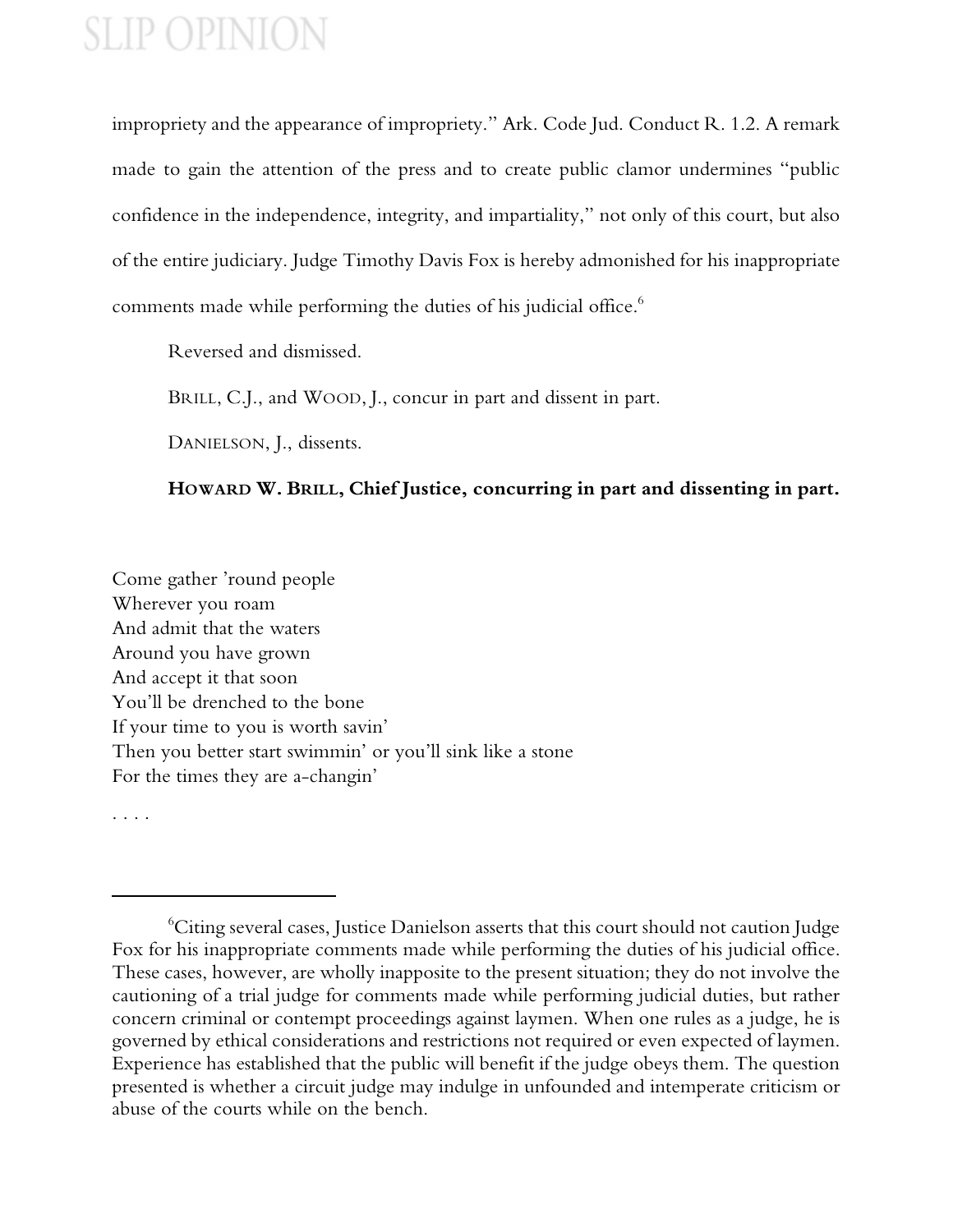impropriety and the appearance of impropriety." Ark. Code Jud. Conduct R. 1.2. A remark made to gain the attention of the press and to create public clamor undermines "public confidence in the independence, integrity, and impartiality," not only of this court, but also of the entire judiciary. Judge Timothy Davis Fox is hereby admonished for his inappropriate comments made while performing the duties of his judicial office.[6]

Reversed and dismissed.

BRILL, C.J., and WOOD, J., concur in part and dissent in part.

DANIELSON, J., dissents.

**HOWARD W. BRILL, Chief Justice, concurring in part and dissenting in part.**

Come gather 'round people
Wherever you roam
And admit that the waters
Around you have grown
And accept it that soon
You'll be drenched to the bone
If your time to you is worth savin'
Then you better start swimmin' or you'll sink like a stone
For the times they are a-changin'

. . . .

---

[6]Citing several cases, Justice Danielson asserts that this court should not caution Judge Fox for his inappropriate comments made while performing the duties of his judicial office. These cases, however, are wholly inapposite to the present situation; they do not involve the cautioning of a trial judge for comments made while performing judicial duties, but rather concern criminal or contempt proceedings against laymen. When one rules as a judge, he is governed by ethical considerations and restrictions not required or even expected of laymen. Experience has established that the public will benefit if the judge obeys them. The question presented is whether a circuit judge may indulge in unfounded and intemperate criticism or abuse of the courts while on the bench.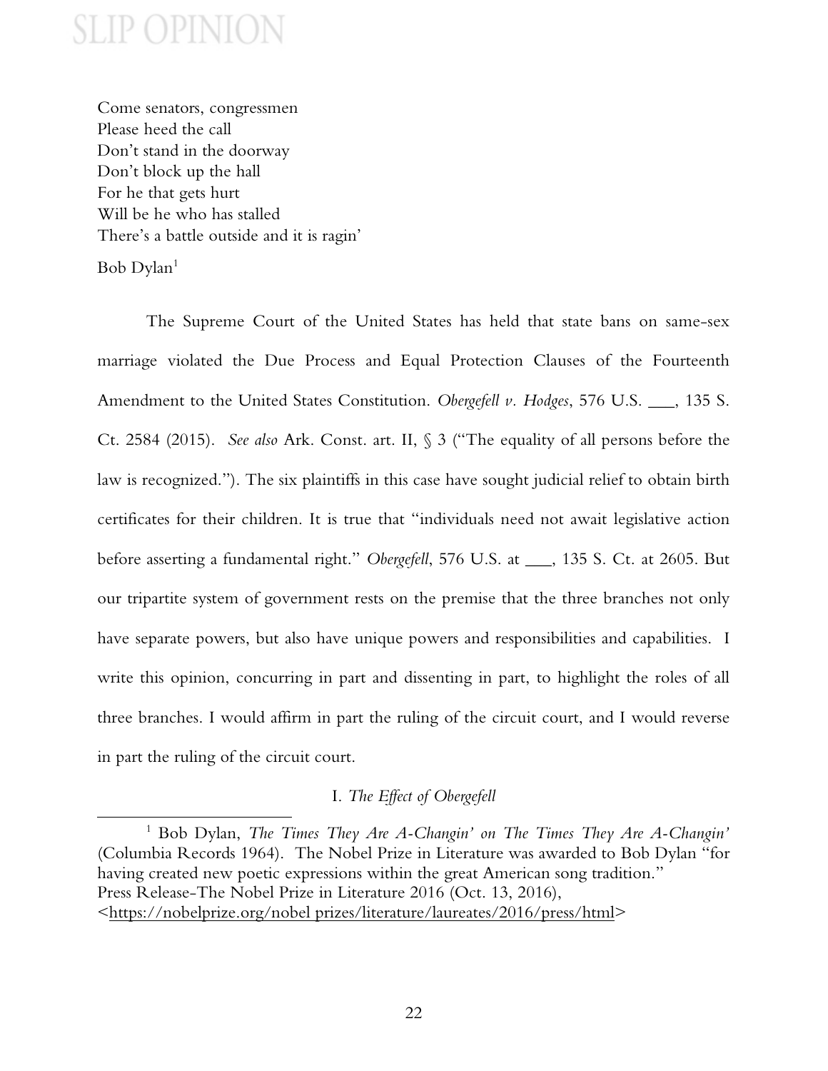Come senators, congressmen  
Please heed the call  
Don't stand in the doorway  
Don't block up the hall  
For he that gets hurt  
Will be he who has stalled  
There's a battle outside and it is ragin'

Bob Dylan[1]

The Supreme Court of the United States has held that state bans on same-sex marriage violated the Due Process and Equal Protection Clauses of the Fourteenth Amendment to the United States Constitution. *Obergefell v. Hodges*, 576 U.S. ___, 135 S. Ct. 2584 (2015). *See also* Ark. Const. art. II, § 3 ("The equality of all persons before the law is recognized."). The six plaintiffs in this case have sought judicial relief to obtain birth certificates for their children. It is true that "individuals need not await legislative action before asserting a fundamental right." *Obergefell*, 576 U.S. at ___, 135 S. Ct. at 2605. But our tripartite system of government rests on the premise that the three branches not only have separate powers, but also have unique powers and responsibilities and capabilities. I write this opinion, concurring in part and dissenting in part, to highlight the roles of all three branches. I would affirm in part the ruling of the circuit court, and I would reverse in part the ruling of the circuit court.

## I. *The Effect of Obergefell*

[1] Bob Dylan, *The Times They Are A-Changin' on The Times They Are A-Changin'* (Columbia Records 1964). The Nobel Prize in Literature was awarded to Bob Dylan "for having created new poetic expressions within the great American song tradition." Press Release-The Nobel Prize in Literature 2016 (Oct. 13, 2016), <https://nobelprize.org/nobel prizes/literature/laureates/2016/press/html>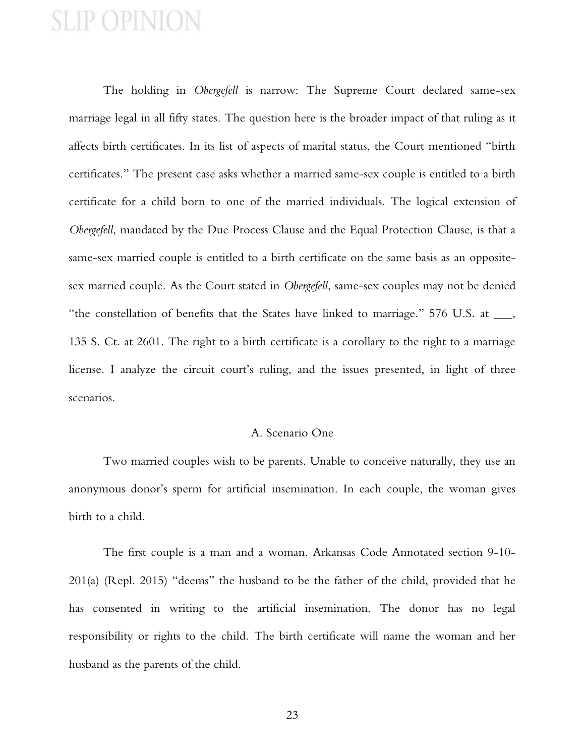The holding in *Obergefell* is narrow: The Supreme Court declared same-sex marriage legal in all fifty states. The question here is the broader impact of that ruling as it affects birth certificates. In its list of aspects of marital status, the Court mentioned "birth certificates." The present case asks whether a married same-sex couple is entitled to a birth certificate for a child born to one of the married individuals. The logical extension of *Obergefell*, mandated by the Due Process Clause and the Equal Protection Clause, is that a same-sex married couple is entitled to a birth certificate on the same basis as an opposite-sex married couple. As the Court stated in *Obergefell*, same-sex couples may not be denied "the constellation of benefits that the States have linked to marriage." 576 U.S. at ___, 135 S. Ct. at 2601. The right to a birth certificate is a corollary to the right to a marriage license. I analyze the circuit court's ruling, and the issues presented, in light of three scenarios.

### A. Scenario One

Two married couples wish to be parents. Unable to conceive naturally, they use an anonymous donor's sperm for artificial insemination. In each couple, the woman gives birth to a child.

The first couple is a man and a woman. Arkansas Code Annotated section 9-10-201(a) (Repl. 2015) "deems" the husband to be the father of the child, provided that he has consented in writing to the artificial insemination. The donor has no legal responsibility or rights to the child. The birth certificate will name the woman and her husband as the parents of the child.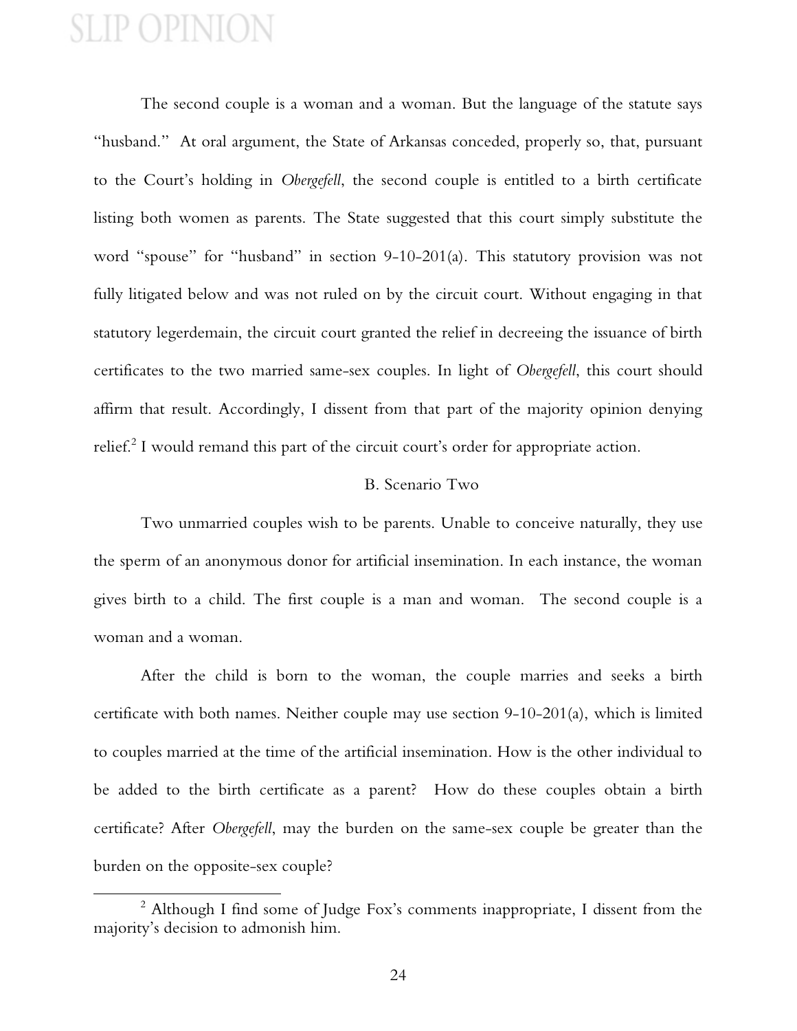The second couple is a woman and a woman. But the language of the statute says "husband." At oral argument, the State of Arkansas conceded, properly so, that, pursuant to the Court's holding in *Obergefell*, the second couple is entitled to a birth certificate listing both women as parents. The State suggested that this court simply substitute the word "spouse" for "husband" in section 9-10-201(a). This statutory provision was not fully litigated below and was not ruled on by the circuit court. Without engaging in that statutory legerdemain, the circuit court granted the relief in decreeing the issuance of birth certificates to the two married same-sex couples. In light of *Obergefell*, this court should affirm that result. Accordingly, I dissent from that part of the majority opinion denying relief.[2] I would remand this part of the circuit court's order for appropriate action.

### B. Scenario Two

Two unmarried couples wish to be parents. Unable to conceive naturally, they use the sperm of an anonymous donor for artificial insemination. In each instance, the woman gives birth to a child. The first couple is a man and woman. The second couple is a woman and a woman.

After the child is born to the woman, the couple marries and seeks a birth certificate with both names. Neither couple may use section 9-10-201(a), which is limited to couples married at the time of the artificial insemination. How is the other individual to be added to the birth certificate as a parent? How do these couples obtain a birth certificate? After *Obergefell*, may the burden on the same-sex couple be greater than the burden on the opposite-sex couple?

---

[2] Although I find some of Judge Fox's comments inappropriate, I dissent from the majority's decision to admonish him.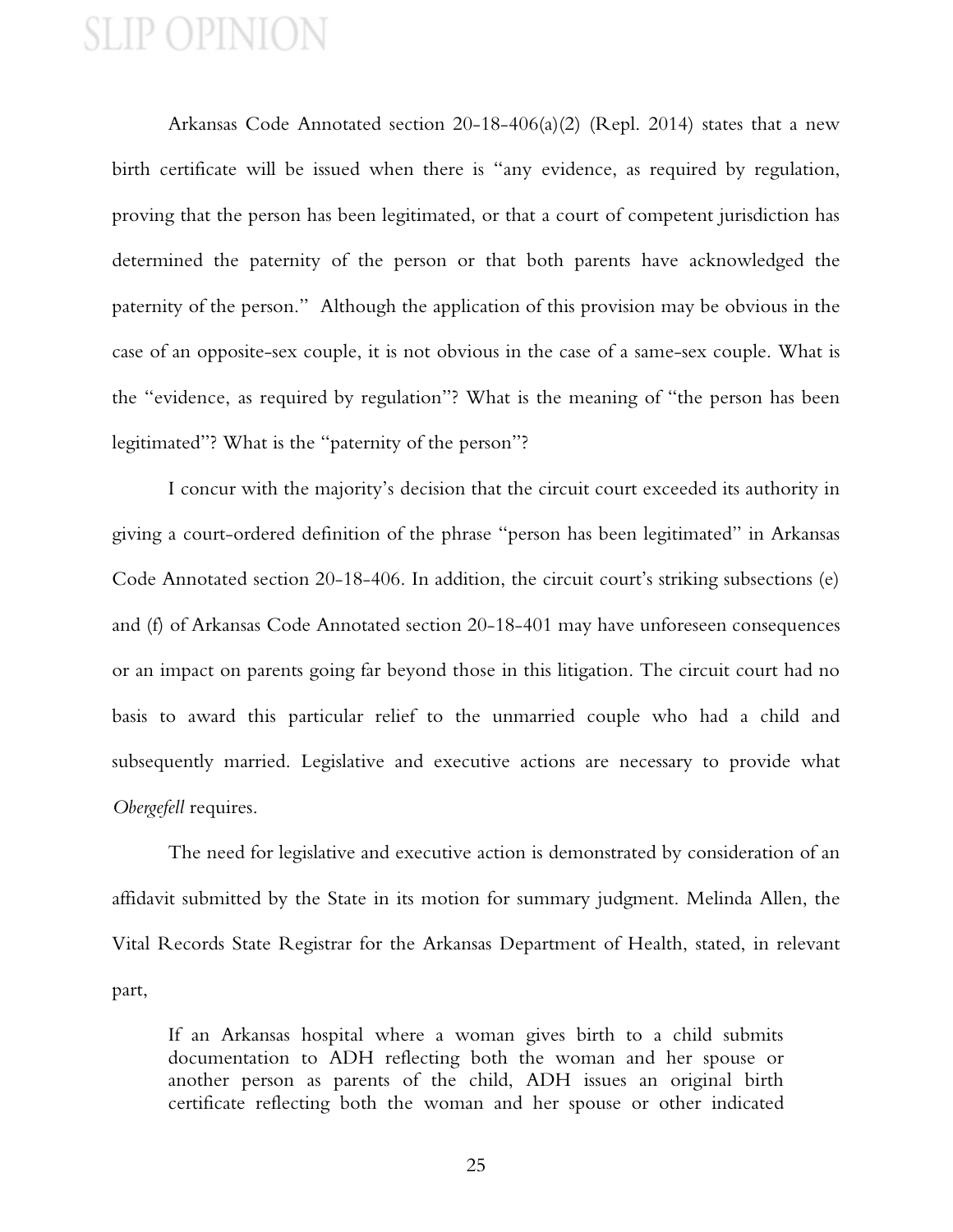Arkansas Code Annotated section 20-18-406(a)(2) (Repl. 2014) states that a new birth certificate will be issued when there is "any evidence, as required by regulation, proving that the person has been legitimated, or that a court of competent jurisdiction has determined the paternity of the person or that both parents have acknowledged the paternity of the person." Although the application of this provision may be obvious in the case of an opposite-sex couple, it is not obvious in the case of a same-sex couple. What is the "evidence, as required by regulation"? What is the meaning of "the person has been legitimated"? What is the "paternity of the person"?

I concur with the majority's decision that the circuit court exceeded its authority in giving a court-ordered definition of the phrase "person has been legitimated" in Arkansas Code Annotated section 20-18-406. In addition, the circuit court's striking subsections (e) and (f) of Arkansas Code Annotated section 20-18-401 may have unforeseen consequences or an impact on parents going far beyond those in this litigation. The circuit court had no basis to award this particular relief to the unmarried couple who had a child and subsequently married. Legislative and executive actions are necessary to provide what *Obergefell* requires.

The need for legislative and executive action is demonstrated by consideration of an affidavit submitted by the State in its motion for summary judgment. Melinda Allen, the Vital Records State Registrar for the Arkansas Department of Health, stated, in relevant part,

> If an Arkansas hospital where a woman gives birth to a child submits documentation to ADH reflecting both the woman and her spouse or another person as parents of the child, ADH issues an original birth certificate reflecting both the woman and her spouse or other indicated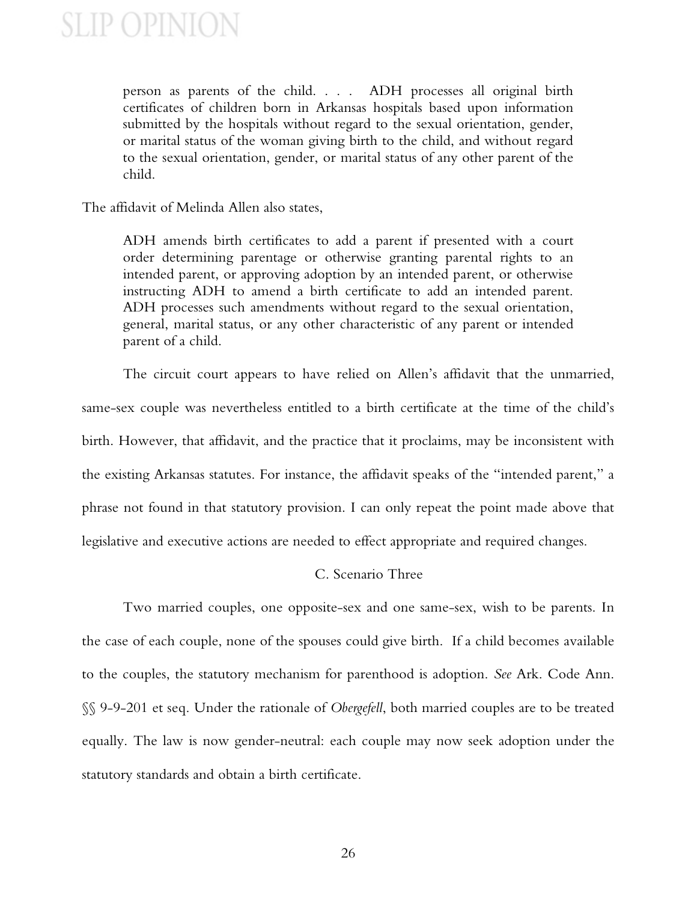> person as parents of the child. . . . ADH processes all original birth certificates of children born in Arkansas hospitals based upon information submitted by the hospitals without regard to the sexual orientation, gender, or marital status of the woman giving birth to the child, and without regard to the sexual orientation, gender, or marital status of any other parent of the child.

The affidavit of Melinda Allen also states,

> ADH amends birth certificates to add a parent if presented with a court order determining parentage or otherwise granting parental rights to an intended parent, or approving adoption by an intended parent, or otherwise instructing ADH to amend a birth certificate to add an intended parent. ADH processes such amendments without regard to the sexual orientation, general, marital status, or any other characteristic of any parent or intended parent of a child.

The circuit court appears to have relied on Allen's affidavit that the unmarried, same-sex couple was nevertheless entitled to a birth certificate at the time of the child's birth. However, that affidavit, and the practice that it proclaims, may be inconsistent with the existing Arkansas statutes. For instance, the affidavit speaks of the "intended parent," a phrase not found in that statutory provision. I can only repeat the point made above that legislative and executive actions are needed to effect appropriate and required changes.

### C. Scenario Three

Two married couples, one opposite-sex and one same-sex, wish to be parents. In the case of each couple, none of the spouses could give birth. If a child becomes available to the couples, the statutory mechanism for parenthood is adoption. *See* Ark. Code Ann. §§ 9-9-201 et seq. Under the rationale of *Obergefell*, both married couples are to be treated equally. The law is now gender-neutral: each couple may now seek adoption under the statutory standards and obtain a birth certificate.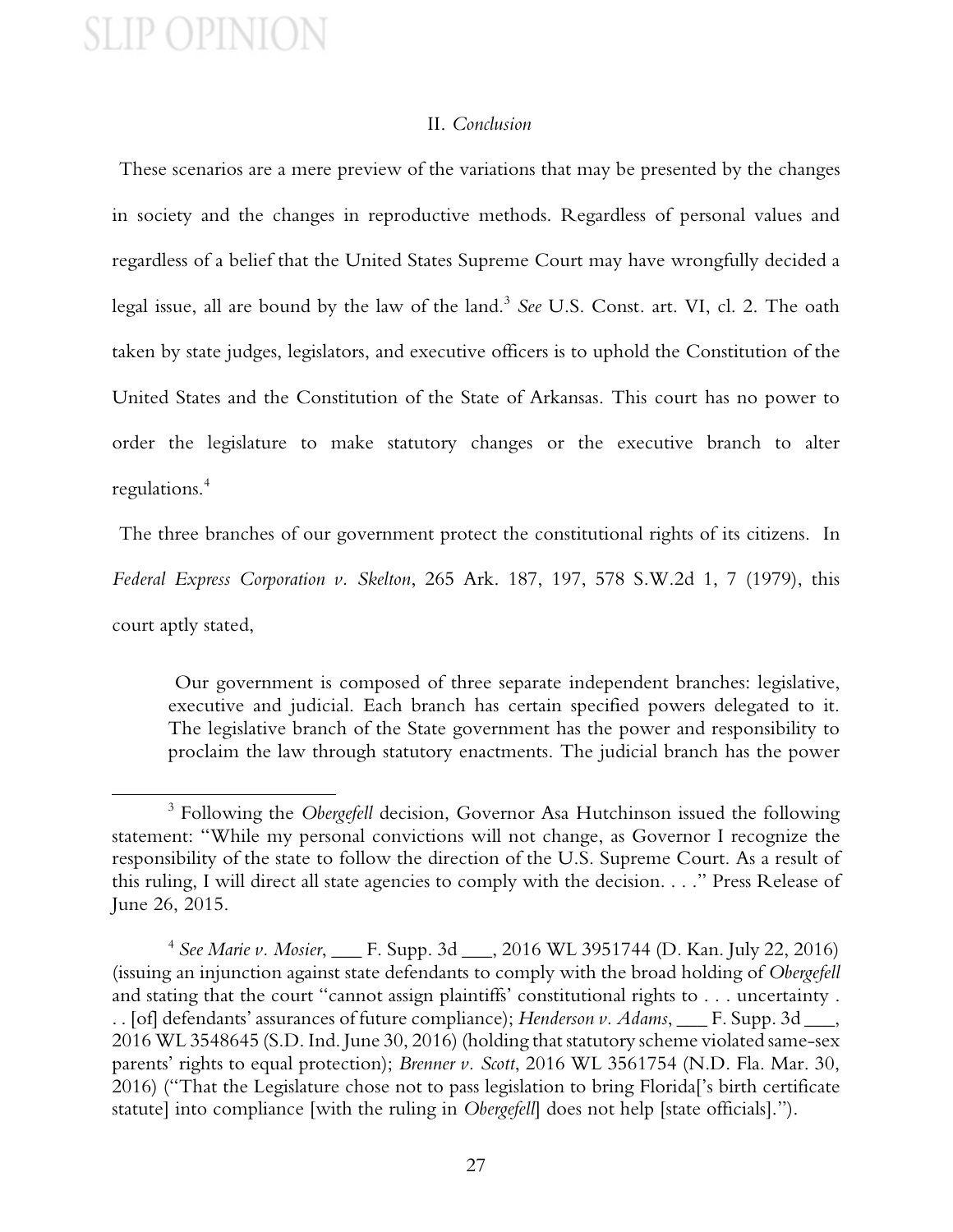## II. *Conclusion*

These scenarios are a mere preview of the variations that may be presented by the changes in society and the changes in reproductive methods. Regardless of personal values and regardless of a belief that the United States Supreme Court may have wrongfully decided a legal issue, all are bound by the law of the land.[3] *See* U.S. Const. art. VI, cl. 2. The oath taken by state judges, legislators, and executive officers is to uphold the Constitution of the United States and the Constitution of the State of Arkansas. This court has no power to order the legislature to make statutory changes or the executive branch to alter regulations.[4]

The three branches of our government protect the constitutional rights of its citizens. In *Federal Express Corporation v. Skelton*, 265 Ark. 187, 197, 578 S.W.2d 1, 7 (1979), this court aptly stated,

> Our government is composed of three separate independent branches: legislative, executive and judicial. Each branch has certain specified powers delegated to it. The legislative branch of the State government has the power and responsibility to proclaim the law through statutory enactments. The judicial branch has the power

---

[3] Following the *Obergefell* decision, Governor Asa Hutchinson issued the following statement: "While my personal convictions will not change, as Governor I recognize the responsibility of the state to follow the direction of the U.S. Supreme Court. As a result of this ruling, I will direct all state agencies to comply with the decision. . . ." Press Release of June 26, 2015.

[4] *See Marie v. Mosier*, ___ F. Supp. 3d ___, 2016 WL 3951744 (D. Kan. July 22, 2016) (issuing an injunction against state defendants to comply with the broad holding of *Obergefell* and stating that the court "cannot assign plaintiffs' constitutional rights to . . . uncertainty . . . [of] defendants' assurances of future compliance); *Henderson v. Adams*, ___ F. Supp. 3d ___, 2016 WL 3548645 (S.D. Ind. June 30, 2016) (holding that statutory scheme violated same-sex parents' rights to equal protection); *Brenner v. Scott*, 2016 WL 3561754 (N.D. Fla. Mar. 30, 2016) ("That the Legislature chose not to pass legislation to bring Florida['s birth certificate statute] into compliance [with the ruling in *Obergefell*] does not help [state officials].").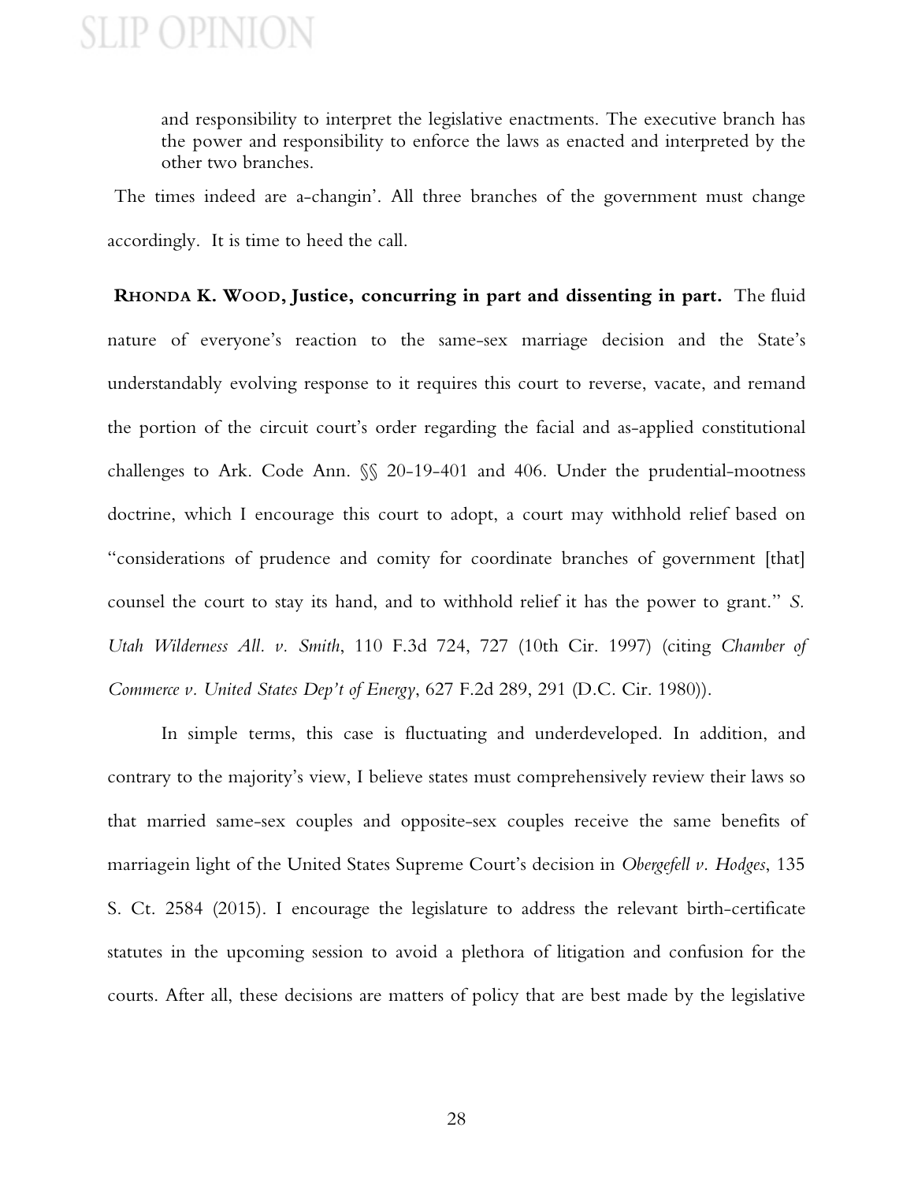> and responsibility to interpret the legislative enactments. The executive branch has the power and responsibility to enforce the laws as enacted and interpreted by the other two branches.

The times indeed are a-changin'. All three branches of the government must change accordingly. It is time to heed the call.

**RHONDA K. WOOD, Justice, concurring in part and dissenting in part.** The fluid nature of everyone's reaction to the same-sex marriage decision and the State's understandably evolving response to it requires this court to reverse, vacate, and remand the portion of the circuit court's order regarding the facial and as-applied constitutional challenges to Ark. Code Ann. §§ 20-19-401 and 406. Under the prudential-mootness doctrine, which I encourage this court to adopt, a court may withhold relief based on "considerations of prudence and comity for coordinate branches of government [that] counsel the court to stay its hand, and to withhold relief it has the power to grant." *S. Utah Wilderness All. v. Smith*, 110 F.3d 724, 727 (10th Cir. 1997) (citing *Chamber of Commerce v. United States Dep't of Energy*, 627 F.2d 289, 291 (D.C. Cir. 1980)).

In simple terms, this case is fluctuating and underdeveloped. In addition, and contrary to the majority's view, I believe states must comprehensively review their laws so that married same-sex couples and opposite-sex couples receive the same benefits of marriagein light of the United States Supreme Court's decision in *Obergefell v. Hodges*, 135 S. Ct. 2584 (2015). I encourage the legislature to address the relevant birth-certificate statutes in the upcoming session to avoid a plethora of litigation and confusion for the courts. After all, these decisions are matters of policy that are best made by the legislative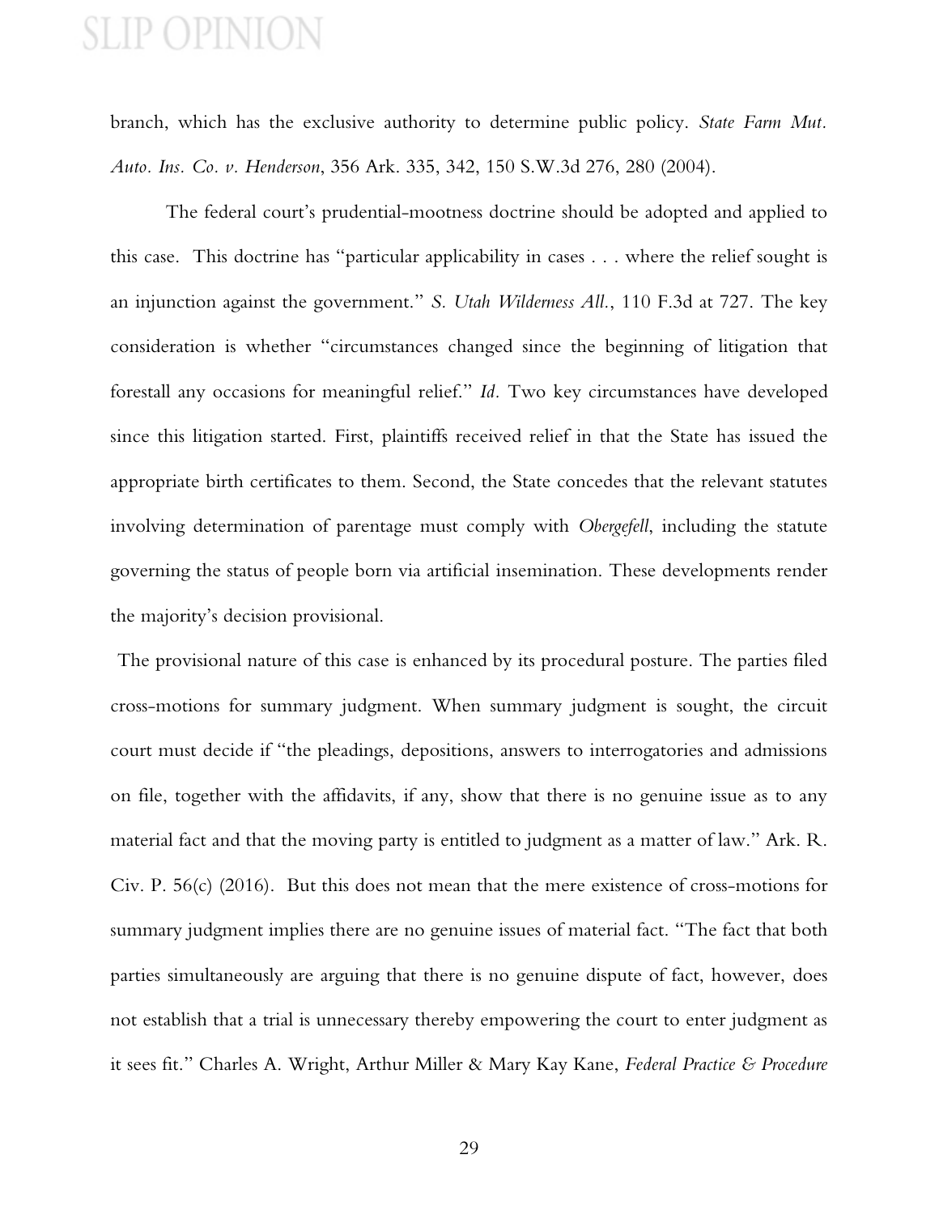branch, which has the exclusive authority to determine public policy. *State Farm Mut. Auto. Ins. Co. v. Henderson*, 356 Ark. 335, 342, 150 S.W.3d 276, 280 (2004).

The federal court's prudential-mootness doctrine should be adopted and applied to this case. This doctrine has "particular applicability in cases . . . where the relief sought is an injunction against the government." *S. Utah Wilderness All.*, 110 F.3d at 727. The key consideration is whether "circumstances changed since the beginning of litigation that forestall any occasions for meaningful relief." *Id.* Two key circumstances have developed since this litigation started. First, plaintiffs received relief in that the State has issued the appropriate birth certificates to them. Second, the State concedes that the relevant statutes involving determination of parentage must comply with *Obergefell*, including the statute governing the status of people born via artificial insemination. These developments render the majority's decision provisional.

The provisional nature of this case is enhanced by its procedural posture. The parties filed cross-motions for summary judgment. When summary judgment is sought, the circuit court must decide if "the pleadings, depositions, answers to interrogatories and admissions on file, together with the affidavits, if any, show that there is no genuine issue as to any material fact and that the moving party is entitled to judgment as a matter of law." Ark. R. Civ. P. 56(c) (2016). But this does not mean that the mere existence of cross-motions for summary judgment implies there are no genuine issues of material fact. "The fact that both parties simultaneously are arguing that there is no genuine dispute of fact, however, does not establish that a trial is unnecessary thereby empowering the court to enter judgment as it sees fit." Charles A. Wright, Arthur Miller & Mary Kay Kane, *Federal Practice & Procedure*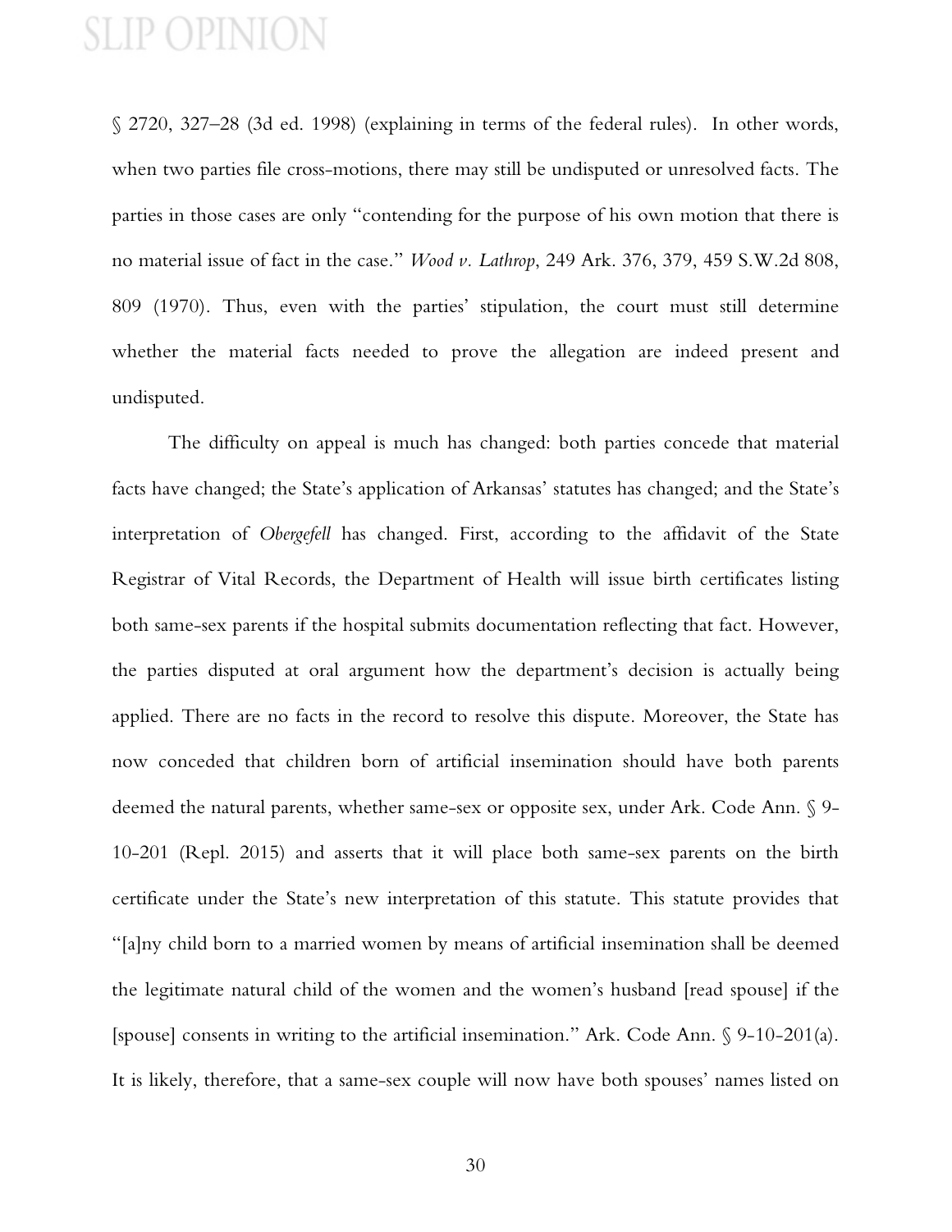§ 2720, 327–28 (3d ed. 1998) (explaining in terms of the federal rules). In other words, when two parties file cross-motions, there may still be undisputed or unresolved facts. The parties in those cases are only "contending for the purpose of his own motion that there is no material issue of fact in the case." *Wood v. Lathrop*, 249 Ark. 376, 379, 459 S.W.2d 808, 809 (1970). Thus, even with the parties' stipulation, the court must still determine whether the material facts needed to prove the allegation are indeed present and undisputed.

The difficulty on appeal is much has changed: both parties concede that material facts have changed; the State's application of Arkansas' statutes has changed; and the State's interpretation of *Obergefell* has changed. First, according to the affidavit of the State Registrar of Vital Records, the Department of Health will issue birth certificates listing both same-sex parents if the hospital submits documentation reflecting that fact. However, the parties disputed at oral argument how the department's decision is actually being applied. There are no facts in the record to resolve this dispute. Moreover, the State has now conceded that children born of artificial insemination should have both parents deemed the natural parents, whether same-sex or opposite sex, under Ark. Code Ann. § 9-10-201 (Repl. 2015) and asserts that it will place both same-sex parents on the birth certificate under the State's new interpretation of this statute. This statute provides that "[a]ny child born to a married women by means of artificial insemination shall be deemed the legitimate natural child of the women and the women's husband [read spouse] if the [spouse] consents in writing to the artificial insemination." Ark. Code Ann. § 9-10-201(a). It is likely, therefore, that a same-sex couple will now have both spouses' names listed on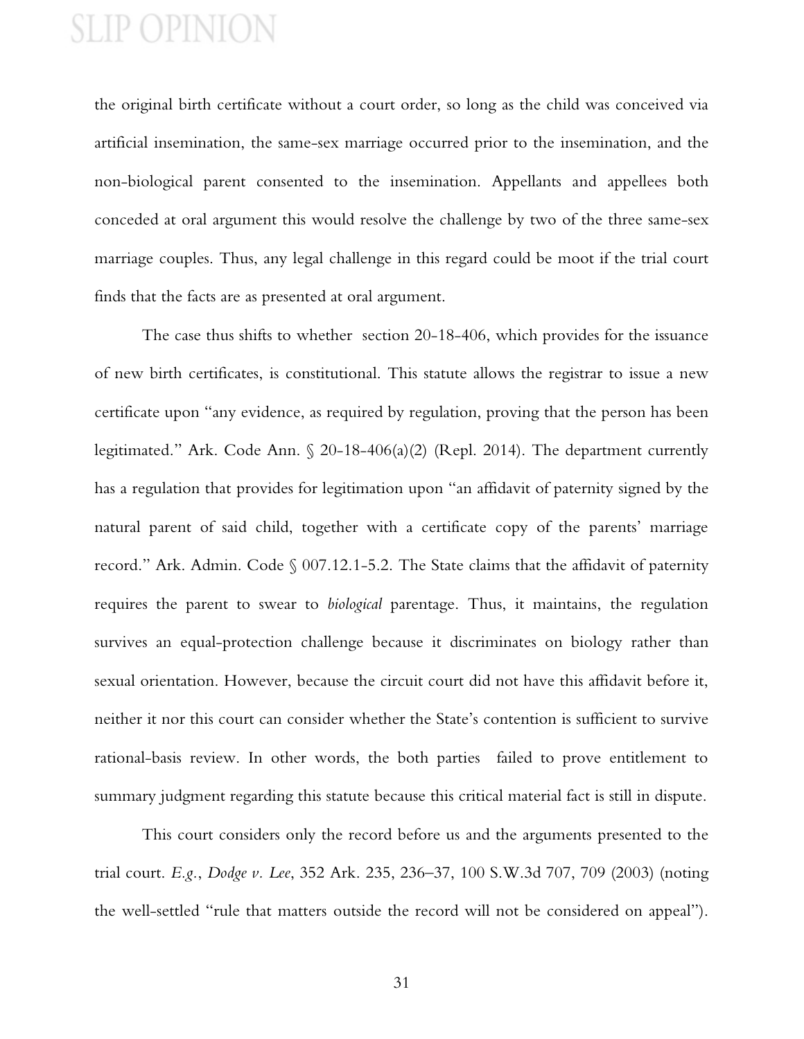the original birth certificate without a court order, so long as the child was conceived via artificial insemination, the same-sex marriage occurred prior to the insemination, and the non-biological parent consented to the insemination. Appellants and appellees both conceded at oral argument this would resolve the challenge by two of the three same-sex marriage couples. Thus, any legal challenge in this regard could be moot if the trial court finds that the facts are as presented at oral argument.

The case thus shifts to whether section 20-18-406, which provides for the issuance of new birth certificates, is constitutional. This statute allows the registrar to issue a new certificate upon "any evidence, as required by regulation, proving that the person has been legitimated." Ark. Code Ann. § 20-18-406(a)(2) (Repl. 2014). The department currently has a regulation that provides for legitimation upon "an affidavit of paternity signed by the natural parent of said child, together with a certificate copy of the parents' marriage record." Ark. Admin. Code § 007.12.1-5.2. The State claims that the affidavit of paternity requires the parent to swear to *biological* parentage. Thus, it maintains, the regulation survives an equal-protection challenge because it discriminates on biology rather than sexual orientation. However, because the circuit court did not have this affidavit before it, neither it nor this court can consider whether the State's contention is sufficient to survive rational-basis review. In other words, the both parties failed to prove entitlement to summary judgment regarding this statute because this critical material fact is still in dispute.

This court considers only the record before us and the arguments presented to the trial court. *E.g.*, *Dodge v. Lee*, 352 Ark. 235, 236–37, 100 S.W.3d 707, 709 (2003) (noting the well-settled "rule that matters outside the record will not be considered on appeal").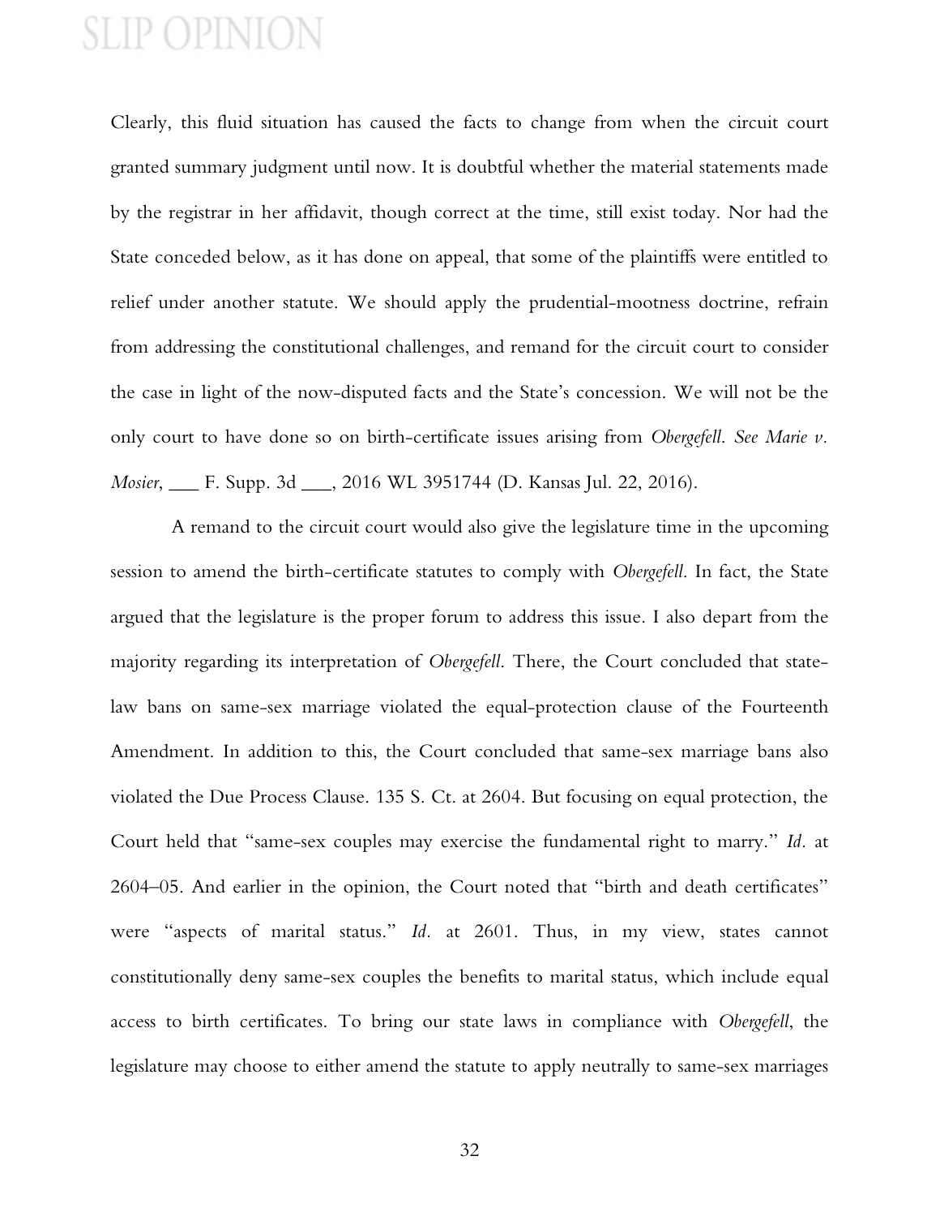Clearly, this fluid situation has caused the facts to change from when the circuit court granted summary judgment until now. It is doubtful whether the material statements made by the registrar in her affidavit, though correct at the time, still exist today. Nor had the State conceded below, as it has done on appeal, that some of the plaintiffs were entitled to relief under another statute. We should apply the prudential-mootness doctrine, refrain from addressing the constitutional challenges, and remand for the circuit court to consider the case in light of the now-disputed facts and the State's concession. We will not be the only court to have done so on birth-certificate issues arising from *Obergefell*. *See Marie v. Mosier*, ___ F. Supp. 3d ___, 2016 WL 3951744 (D. Kansas Jul. 22, 2016).

A remand to the circuit court would also give the legislature time in the upcoming session to amend the birth-certificate statutes to comply with *Obergefell*. In fact, the State argued that the legislature is the proper forum to address this issue. I also depart from the majority regarding its interpretation of *Obergefell*. There, the Court concluded that state-law bans on same-sex marriage violated the equal-protection clause of the Fourteenth Amendment. In addition to this, the Court concluded that same-sex marriage bans also violated the Due Process Clause. 135 S. Ct. at 2604. But focusing on equal protection, the Court held that "same-sex couples may exercise the fundamental right to marry." *Id.* at 2604–05. And earlier in the opinion, the Court noted that "birth and death certificates" were "aspects of marital status." *Id.* at 2601. Thus, in my view, states cannot constitutionally deny same-sex couples the benefits to marital status, which include equal access to birth certificates. To bring our state laws in compliance with *Obergefell*, the legislature may choose to either amend the statute to apply neutrally to same-sex marriages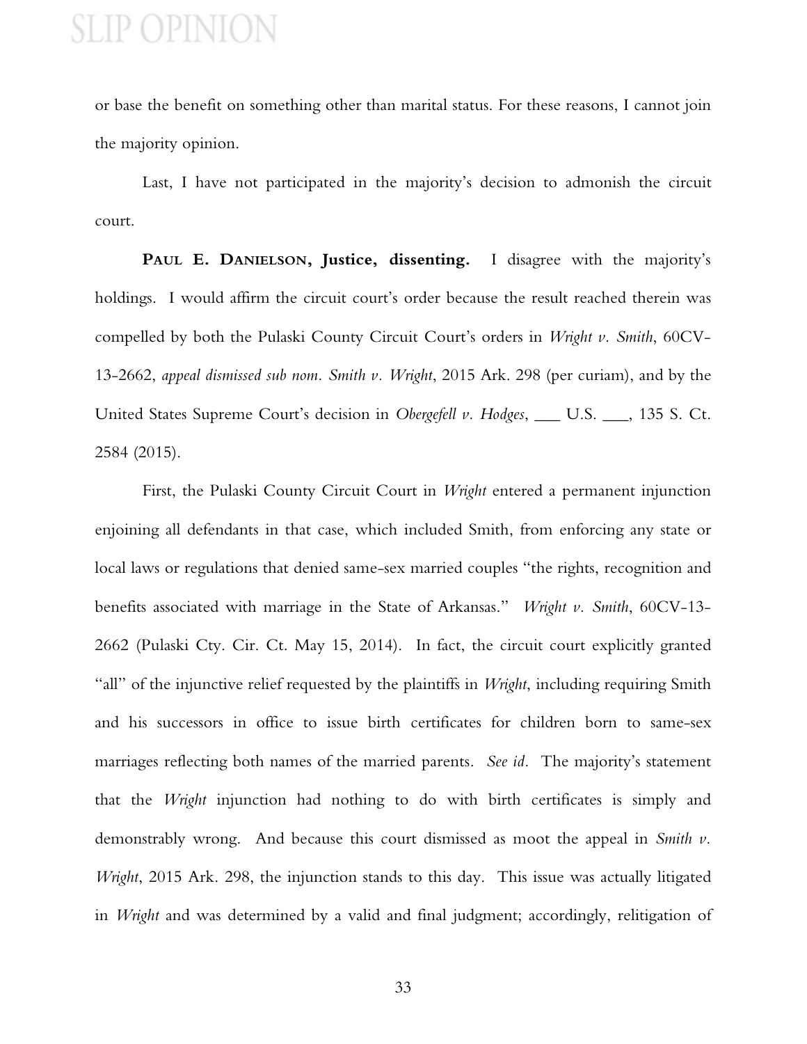or base the benefit on something other than marital status. For these reasons, I cannot join the majority opinion.

Last, I have not participated in the majority's decision to admonish the circuit court.

**PAUL E. DANIELSON, Justice, dissenting.** I disagree with the majority's holdings. I would affirm the circuit court's order because the result reached therein was compelled by both the Pulaski County Circuit Court's orders in *Wright v. Smith*, 60CV-13-2662, *appeal dismissed sub nom. Smith v. Wright*, 2015 Ark. 298 (per curiam), and by the United States Supreme Court's decision in *Obergefell v. Hodges*, ___ U.S. ___, 135 S. Ct. 2584 (2015).

First, the Pulaski County Circuit Court in *Wright* entered a permanent injunction enjoining all defendants in that case, which included Smith, from enforcing any state or local laws or regulations that denied same-sex married couples "the rights, recognition and benefits associated with marriage in the State of Arkansas." *Wright v. Smith*, 60CV-13-2662 (Pulaski Cty. Cir. Ct. May 15, 2014). In fact, the circuit court explicitly granted "all" of the injunctive relief requested by the plaintiffs in *Wright*, including requiring Smith and his successors in office to issue birth certificates for children born to same-sex marriages reflecting both names of the married parents. *See id.* The majority's statement that the *Wright* injunction had nothing to do with birth certificates is simply and demonstrably wrong. And because this court dismissed as moot the appeal in *Smith v. Wright*, 2015 Ark. 298, the injunction stands to this day. This issue was actually litigated in *Wright* and was determined by a valid and final judgment; accordingly, relitigation of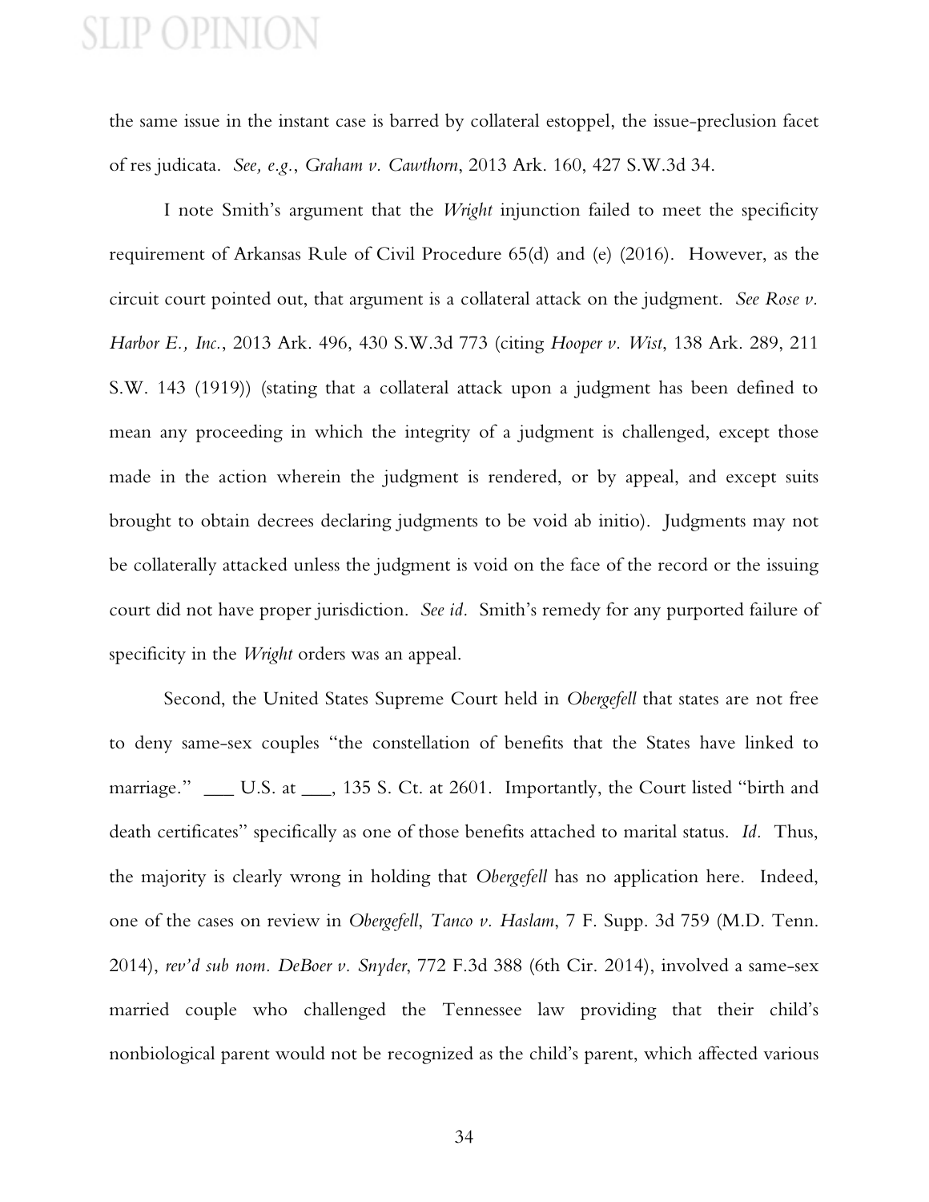the same issue in the instant case is barred by collateral estoppel, the issue-preclusion facet of res judicata. *See, e.g.*, *Graham v. Cawthorn*, 2013 Ark. 160, 427 S.W.3d 34.

I note Smith's argument that the *Wright* injunction failed to meet the specificity requirement of Arkansas Rule of Civil Procedure 65(d) and (e) (2016). However, as the circuit court pointed out, that argument is a collateral attack on the judgment. *See Rose v. Harbor E., Inc.*, 2013 Ark. 496, 430 S.W.3d 773 (citing *Hooper v. Wist*, 138 Ark. 289, 211 S.W. 143 (1919)) (stating that a collateral attack upon a judgment has been defined to mean any proceeding in which the integrity of a judgment is challenged, except those made in the action wherein the judgment is rendered, or by appeal, and except suits brought to obtain decrees declaring judgments to be void ab initio). Judgments may not be collaterally attacked unless the judgment is void on the face of the record or the issuing court did not have proper jurisdiction. *See id.* Smith's remedy for any purported failure of specificity in the *Wright* orders was an appeal.

Second, the United States Supreme Court held in *Obergefell* that states are not free to deny same-sex couples "the constellation of benefits that the States have linked to marriage." ___ U.S. at ___, 135 S. Ct. at 2601. Importantly, the Court listed "birth and death certificates" specifically as one of those benefits attached to marital status. *Id.* Thus, the majority is clearly wrong in holding that *Obergefell* has no application here. Indeed, one of the cases on review in *Obergefell*, *Tanco v. Haslam*, 7 F. Supp. 3d 759 (M.D. Tenn. 2014), *rev'd sub nom. DeBoer v. Snyder*, 772 F.3d 388 (6th Cir. 2014), involved a same-sex married couple who challenged the Tennessee law providing that their child's nonbiological parent would not be recognized as the child's parent, which affected various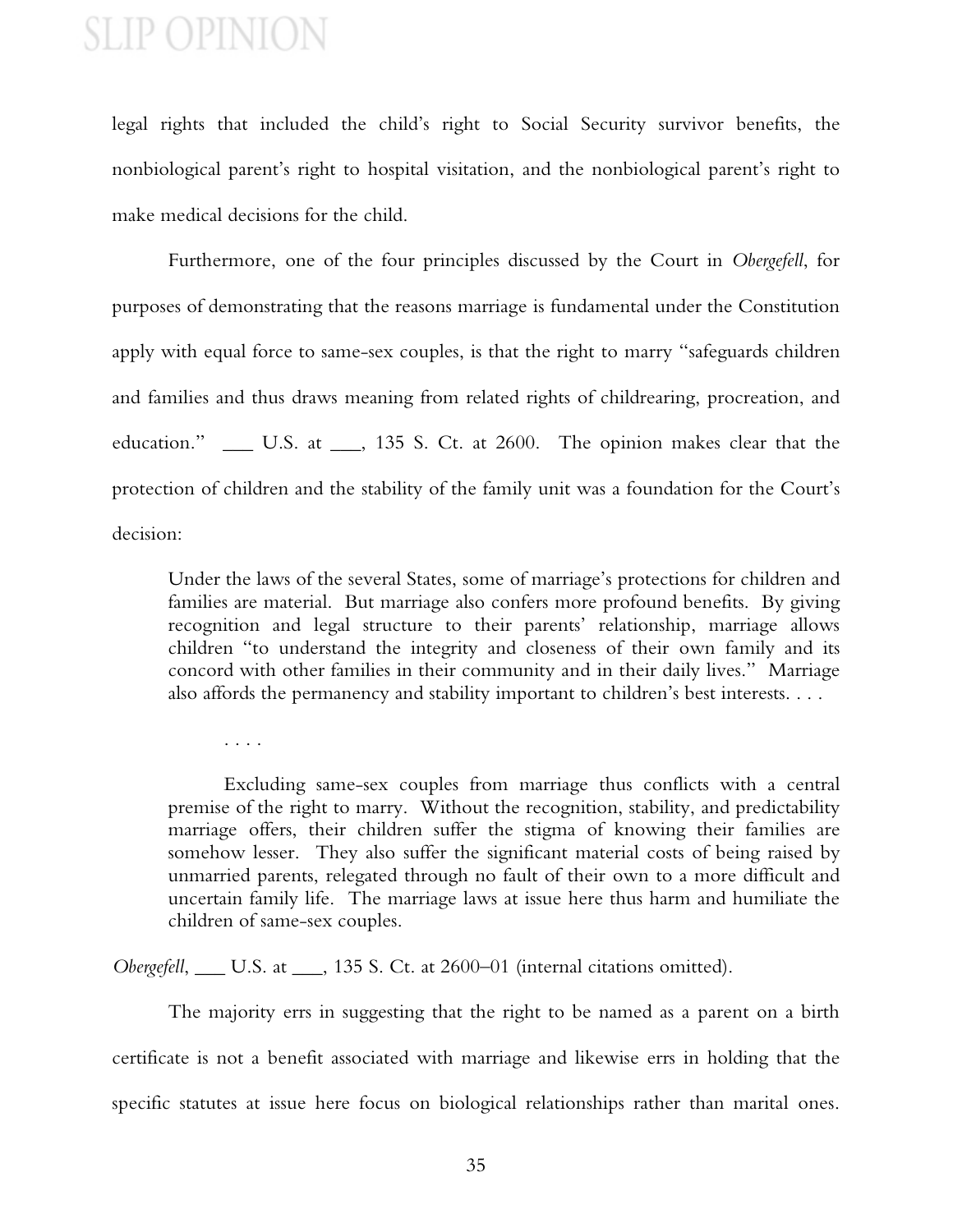legal rights that included the child's right to Social Security survivor benefits, the nonbiological parent's right to hospital visitation, and the nonbiological parent's right to make medical decisions for the child.

Furthermore, one of the four principles discussed by the Court in *Obergefell*, for purposes of demonstrating that the reasons marriage is fundamental under the Constitution apply with equal force to same-sex couples, is that the right to marry "safeguards children and families and thus draws meaning from related rights of childrearing, procreation, and education." ___ U.S. at ___, 135 S. Ct. at 2600. The opinion makes clear that the protection of children and the stability of the family unit was a foundation for the Court's decision:

> Under the laws of the several States, some of marriage's protections for children and families are material. But marriage also confers more profound benefits. By giving recognition and legal structure to their parents' relationship, marriage allows children "to understand the integrity and closeness of their own family and its concord with other families in their community and in their daily lives." Marriage also affords the permanency and stability important to children's best interests. . . .
>
> . . . .
>
> Excluding same-sex couples from marriage thus conflicts with a central premise of the right to marry. Without the recognition, stability, and predictability marriage offers, their children suffer the stigma of knowing their families are somehow lesser. They also suffer the significant material costs of being raised by unmarried parents, relegated through no fault of their own to a more difficult and uncertain family life. The marriage laws at issue here thus harm and humiliate the children of same-sex couples.

*Obergefell*, ___ U.S. at ___, 135 S. Ct. at 2600–01 (internal citations omitted).

The majority errs in suggesting that the right to be named as a parent on a birth certificate is not a benefit associated with marriage and likewise errs in holding that the specific statutes at issue here focus on biological relationships rather than marital ones.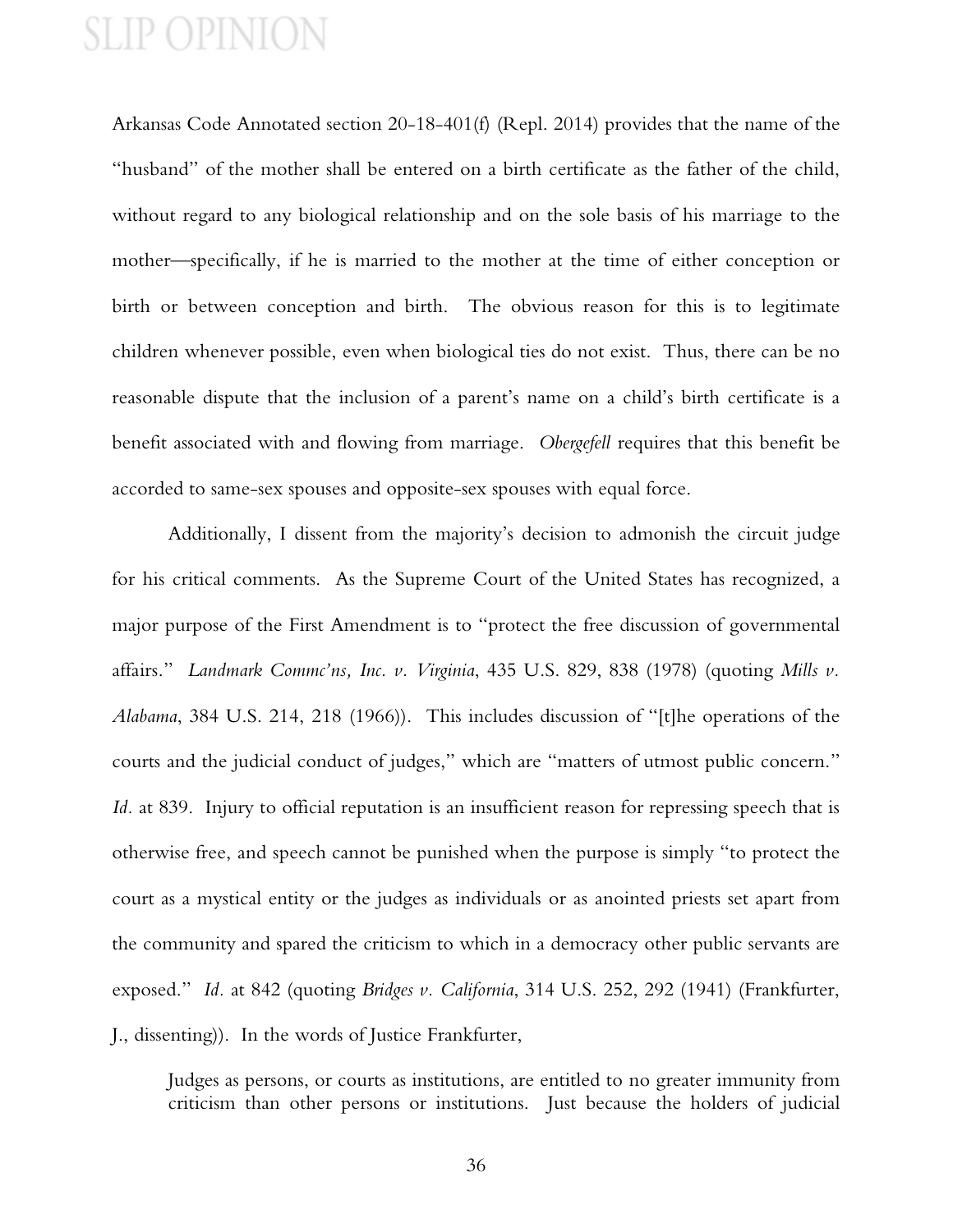Arkansas Code Annotated section 20-18-401(f) (Repl. 2014) provides that the name of the "husband" of the mother shall be entered on a birth certificate as the father of the child, without regard to any biological relationship and on the sole basis of his marriage to the mother—specifically, if he is married to the mother at the time of either conception or birth or between conception and birth. The obvious reason for this is to legitimate children whenever possible, even when biological ties do not exist. Thus, there can be no reasonable dispute that the inclusion of a parent's name on a child's birth certificate is a benefit associated with and flowing from marriage. *Obergefell* requires that this benefit be accorded to same-sex spouses and opposite-sex spouses with equal force.

Additionally, I dissent from the majority's decision to admonish the circuit judge for his critical comments. As the Supreme Court of the United States has recognized, a major purpose of the First Amendment is to "protect the free discussion of governmental affairs." *Landmark Commc'ns, Inc. v. Virginia*, 435 U.S. 829, 838 (1978) (quoting *Mills v. Alabama*, 384 U.S. 214, 218 (1966)). This includes discussion of "[t]he operations of the courts and the judicial conduct of judges," which are "matters of utmost public concern." *Id.* at 839. Injury to official reputation is an insufficient reason for repressing speech that is otherwise free, and speech cannot be punished when the purpose is simply "to protect the court as a mystical entity or the judges as individuals or as anointed priests set apart from the community and spared the criticism to which in a democracy other public servants are exposed." *Id.* at 842 (quoting *Bridges v. California*, 314 U.S. 252, 292 (1941) (Frankfurter, J., dissenting)). In the words of Justice Frankfurter,

> Judges as persons, or courts as institutions, are entitled to no greater immunity from criticism than other persons or institutions. Just because the holders of judicial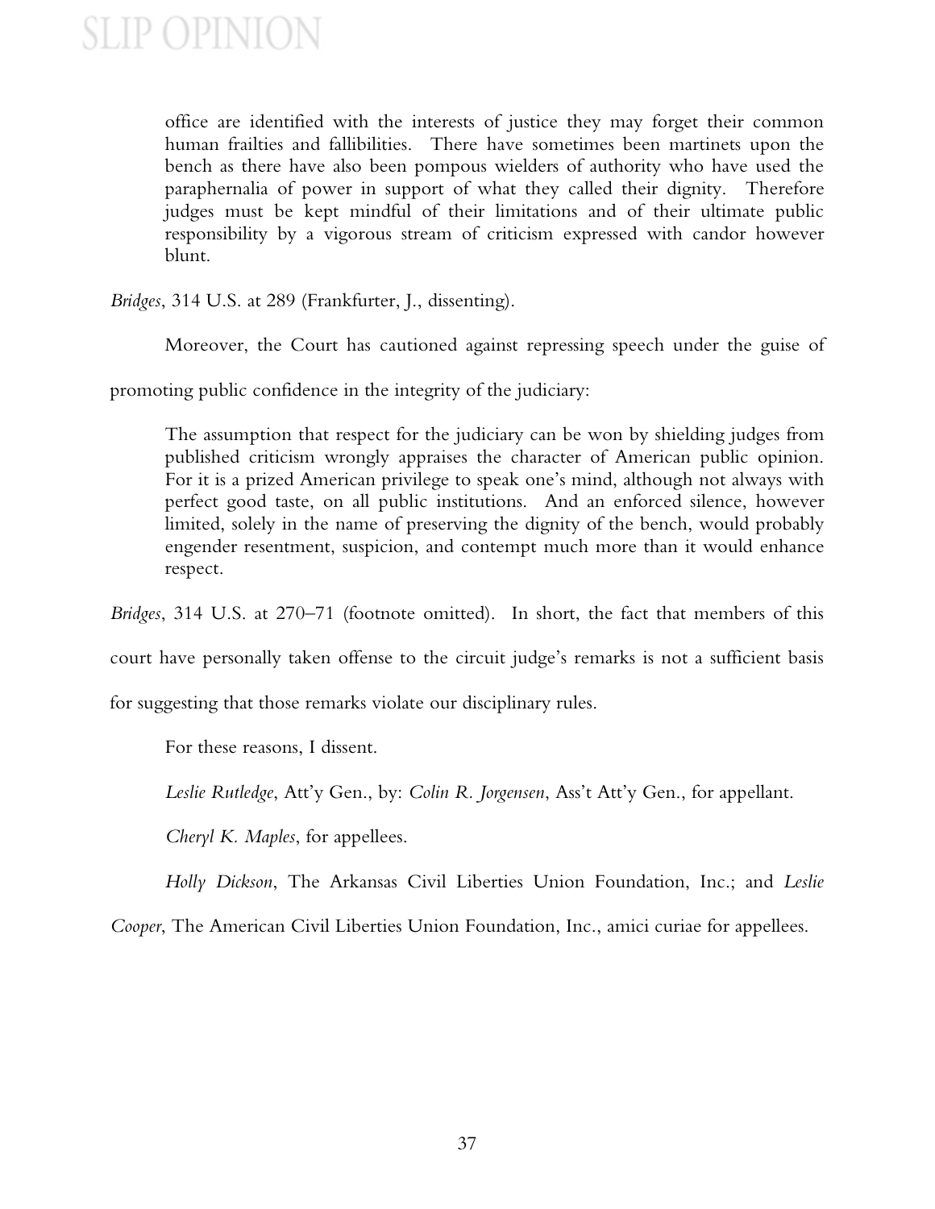> office are identified with the interests of justice they may forget their common human frailties and fallibilities. There have sometimes been martinets upon the bench as there have also been pompous wielders of authority who have used the paraphernalia of power in support of what they called their dignity. Therefore judges must be kept mindful of their limitations and of their ultimate public responsibility by a vigorous stream of criticism expressed with candor however blunt.

*Bridges*, 314 U.S. at 289 (Frankfurter, J., dissenting).

Moreover, the Court has cautioned against repressing speech under the guise of promoting public confidence in the integrity of the judiciary:

> The assumption that respect for the judiciary can be won by shielding judges from published criticism wrongly appraises the character of American public opinion. For it is a prized American privilege to speak one's mind, although not always with perfect good taste, on all public institutions. And an enforced silence, however limited, solely in the name of preserving the dignity of the bench, would probably engender resentment, suspicion, and contempt much more than it would enhance respect.

*Bridges*, 314 U.S. at 270–71 (footnote omitted). In short, the fact that members of this court have personally taken offense to the circuit judge's remarks is not a sufficient basis for suggesting that those remarks violate our disciplinary rules.

For these reasons, I dissent.

*Leslie Rutledge*, Att'y Gen., by: *Colin R. Jorgensen*, Ass't Att'y Gen., for appellant.

*Cheryl K. Maples*, for appellees.

*Holly Dickson*, The Arkansas Civil Liberties Union Foundation, Inc.; and *Leslie Cooper*, The American Civil Liberties Union Foundation, Inc., amici curiae for appellees.